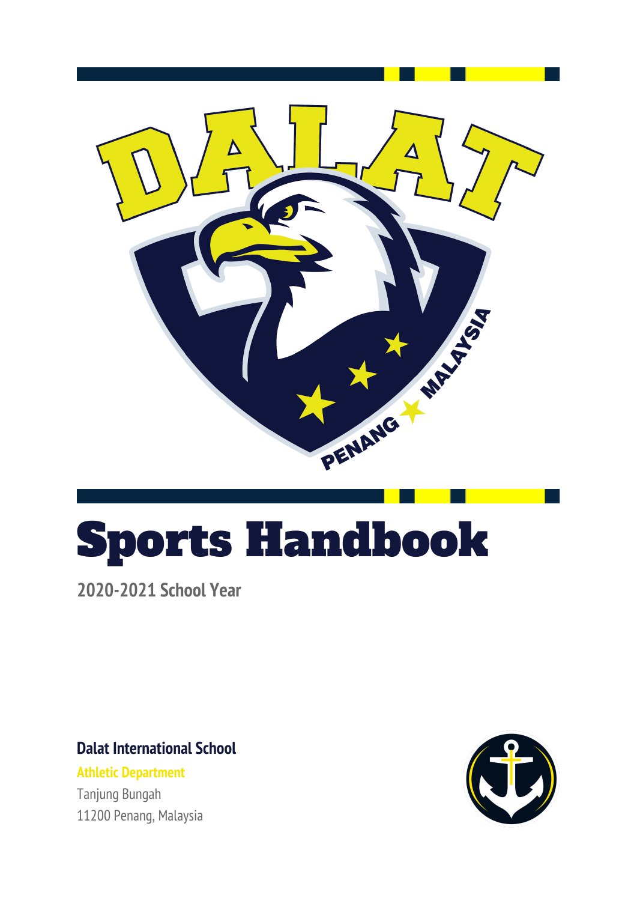# Sports Handbook

**2020-2021 School Year**

**Dalat International School**

**Athletic Department**

Tanjung Bungah

11200 Penang, Malaysia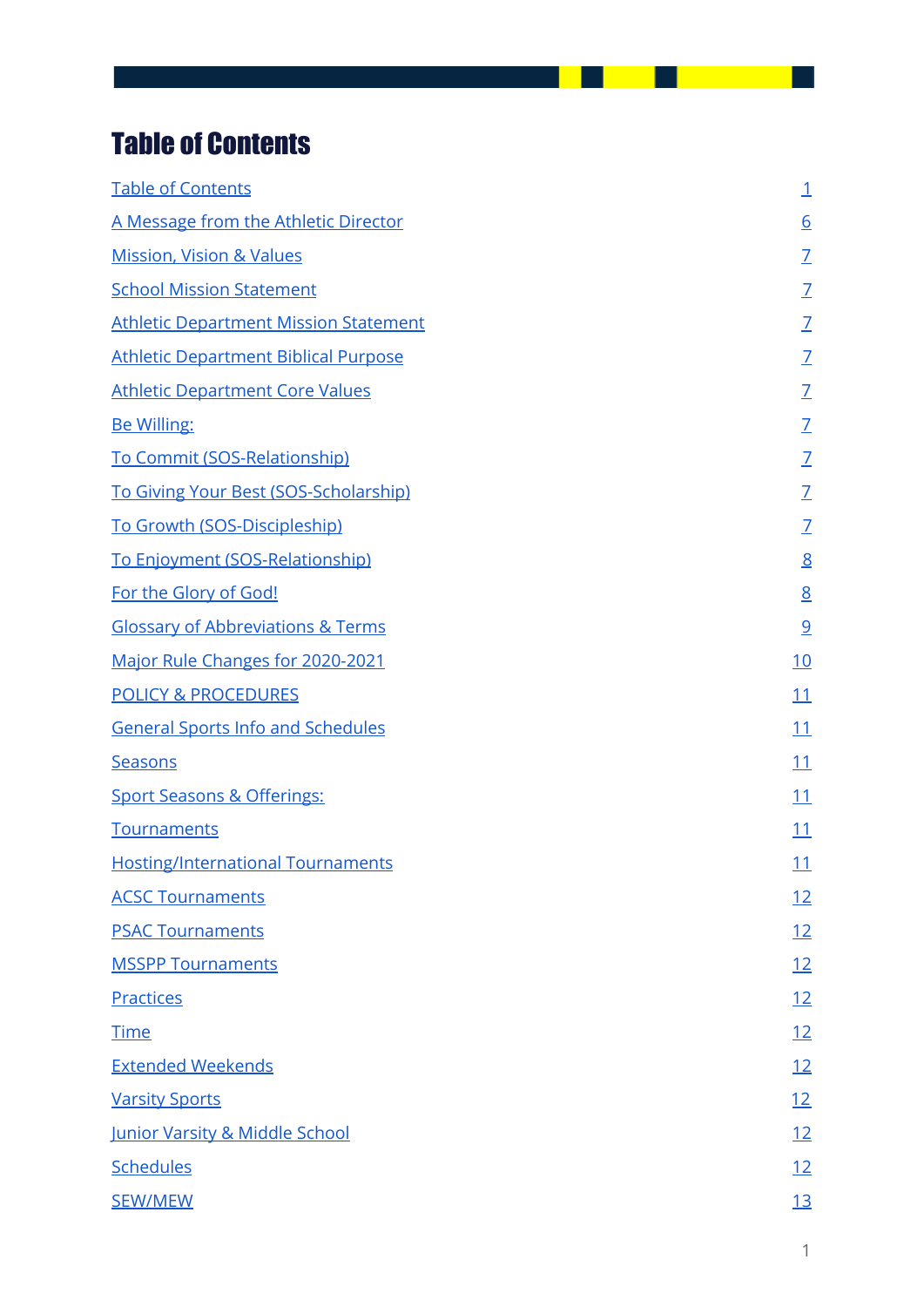# Table of Contents

| | |
|---|---|
| Table of Contents | 1 |
| A Message from the Athletic Director | 6 |
| Mission, Vision & Values | 7 |
| School Mission Statement | 7 |
| Athletic Department Mission Statement | 7 |
| Athletic Department Biblical Purpose | 7 |
| Athletic Department Core Values | 7 |
| Be Willing: | 7 |
| To Commit (SOS-Relationship) | 7 |
| To Giving Your Best (SOS-Scholarship) | 7 |
| To Growth (SOS-Discipleship) | 7 |
| To Enjoyment (SOS-Relationship) | 8 |
| For the Glory of God! | 8 |
| Glossary of Abbreviations & Terms | 9 |
| Major Rule Changes for 2020-2021 | 10 |
| POLICY & PROCEDURES | 11 |
| General Sports Info and Schedules | 11 |
| Seasons | 11 |
| Sport Seasons & Offerings: | 11 |
| Tournaments | 11 |
| Hosting/International Tournaments | 11 |
| ACSC Tournaments | 12 |
| PSAC Tournaments | 12 |
| MSSPP Tournaments | 12 |
| Practices | 12 |
| Time | 12 |
| Extended Weekends | 12 |
| Varsity Sports | 12 |
| Junior Varsity & Middle School | 12 |
| Schedules | 12 |
| SEW/MEW | 13 |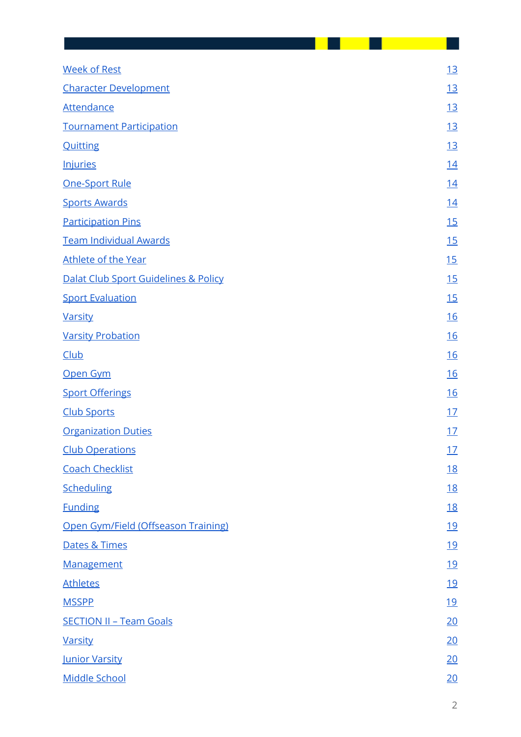| | |
|---|---|
| Week of Rest | 13 |
| Character Development | 13 |
| Attendance | 13 |
| Tournament Participation | 13 |
| Quitting | 13 |
| Injuries | 14 |
| One-Sport Rule | 14 |
| Sports Awards | 14 |
| Participation Pins | 15 |
| Team Individual Awards | 15 |
| Athlete of the Year | 15 |
| Dalat Club Sport Guidelines & Policy | 15 |
| Sport Evaluation | 15 |
| Varsity | 16 |
| Varsity Probation | 16 |
| Club | 16 |
| Open Gym | 16 |
| Sport Offerings | 16 |
| Club Sports | 17 |
| Organization Duties | 17 |
| Club Operations | 17 |
| Coach Checklist | 18 |
| Scheduling | 18 |
| Funding | 18 |
| Open Gym/Field (Offseason Training) | 19 |
| Dates & Times | 19 |
| Management | 19 |
| Athletes | 19 |
| MSSPP | 19 |
| SECTION II – Team Goals | 20 |
| Varsity | 20 |
| Junior Varsity | 20 |
| Middle School | 20 |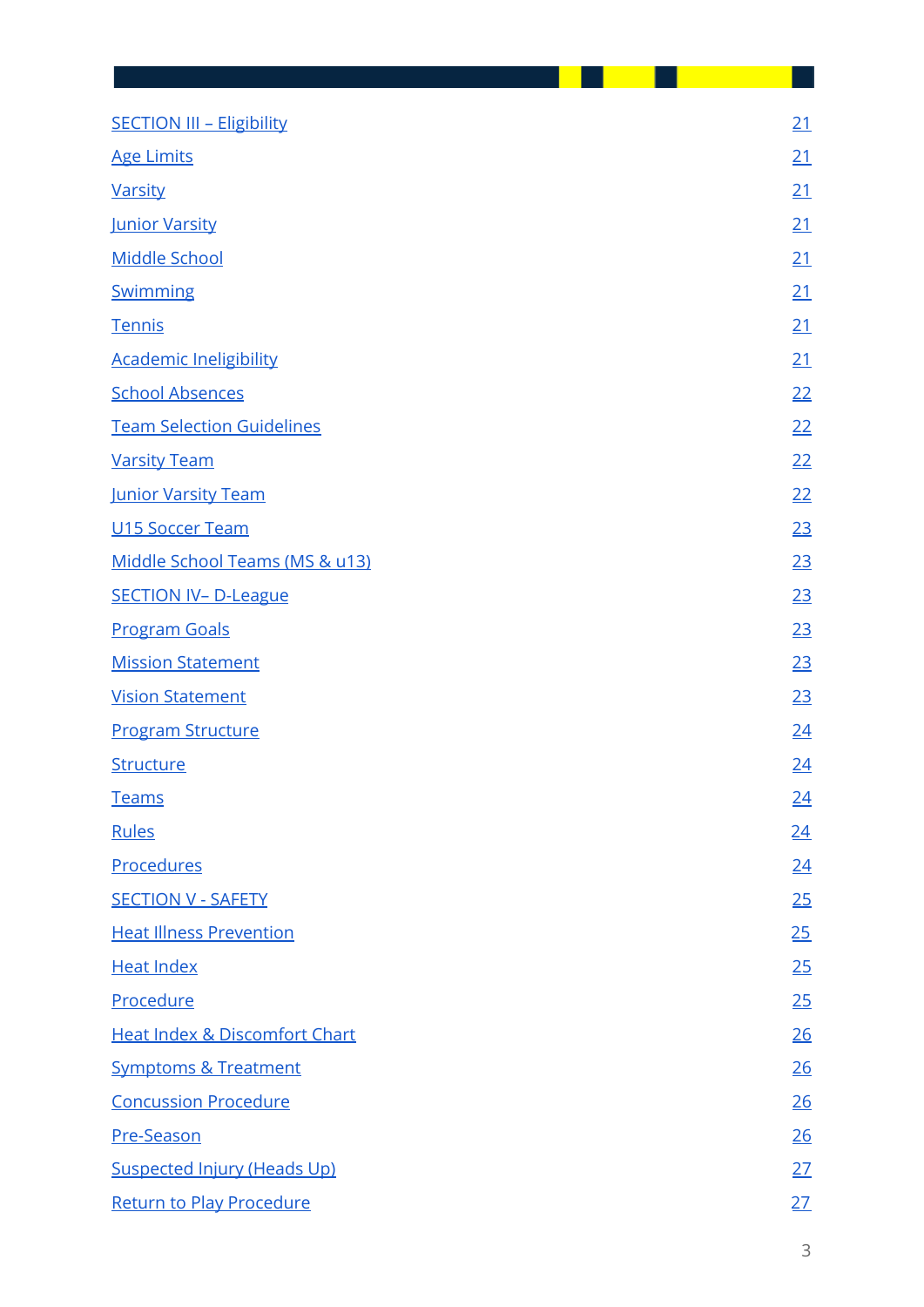| | |
|---|---|
| SECTION III – Eligibility | 21 |
| Age Limits | 21 |
| Varsity | 21 |
| Junior Varsity | 21 |
| Middle School | 21 |
| Swimming | 21 |
| Tennis | 21 |
| Academic Ineligibility | 21 |
| School Absences | 22 |
| Team Selection Guidelines | 22 |
| Varsity Team | 22 |
| Junior Varsity Team | 22 |
| U15 Soccer Team | 23 |
| Middle School Teams (MS & u13) | 23 |
| SECTION IV– D-League | 23 |
| Program Goals | 23 |
| Mission Statement | 23 |
| Vision Statement | 23 |
| Program Structure | 24 |
| Structure | 24 |
| Teams | 24 |
| Rules | 24 |
| Procedures | 24 |
| SECTION V - SAFETY | 25 |
| Heat Illness Prevention | 25 |
| Heat Index | 25 |
| Procedure | 25 |
| Heat Index & Discomfort Chart | 26 |
| Symptoms & Treatment | 26 |
| Concussion Procedure | 26 |
| Pre-Season | 26 |
| Suspected Injury (Heads Up) | 27 |
| Return to Play Procedure | 27 |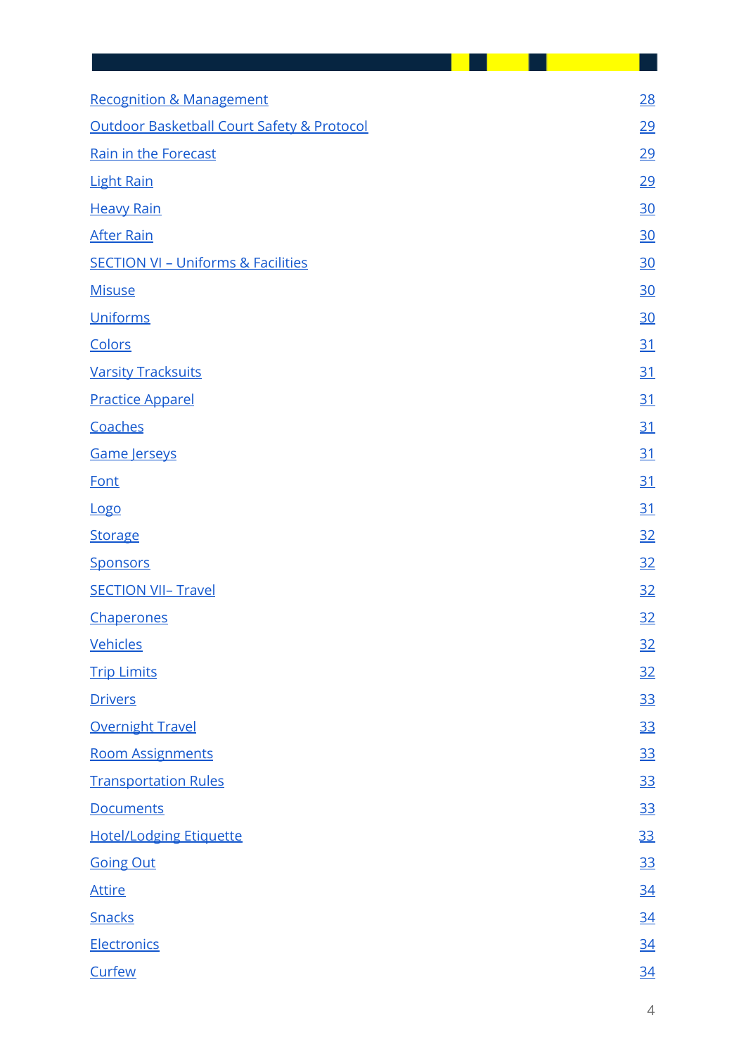| | |
|---|---|
| Recognition & Management | 28 |
| Outdoor Basketball Court Safety & Protocol | 29 |
| Rain in the Forecast | 29 |
| Light Rain | 29 |
| Heavy Rain | 30 |
| After Rain | 30 |
| SECTION VI – Uniforms & Facilities | 30 |
| Misuse | 30 |
| Uniforms | 30 |
| Colors | 31 |
| Varsity Tracksuits | 31 |
| Practice Apparel | 31 |
| Coaches | 31 |
| Game Jerseys | 31 |
| Font | 31 |
| Logo | 31 |
| Storage | 32 |
| Sponsors | 32 |
| SECTION VII– Travel | 32 |
| Chaperones | 32 |
| Vehicles | 32 |
| Trip Limits | 32 |
| Drivers | 33 |
| Overnight Travel | 33 |
| Room Assignments | 33 |
| Transportation Rules | 33 |
| Documents | 33 |
| Hotel/Lodging Etiquette | 33 |
| Going Out | 33 |
| Attire | 34 |
| Snacks | 34 |
| Electronics | 34 |
| Curfew | 34 |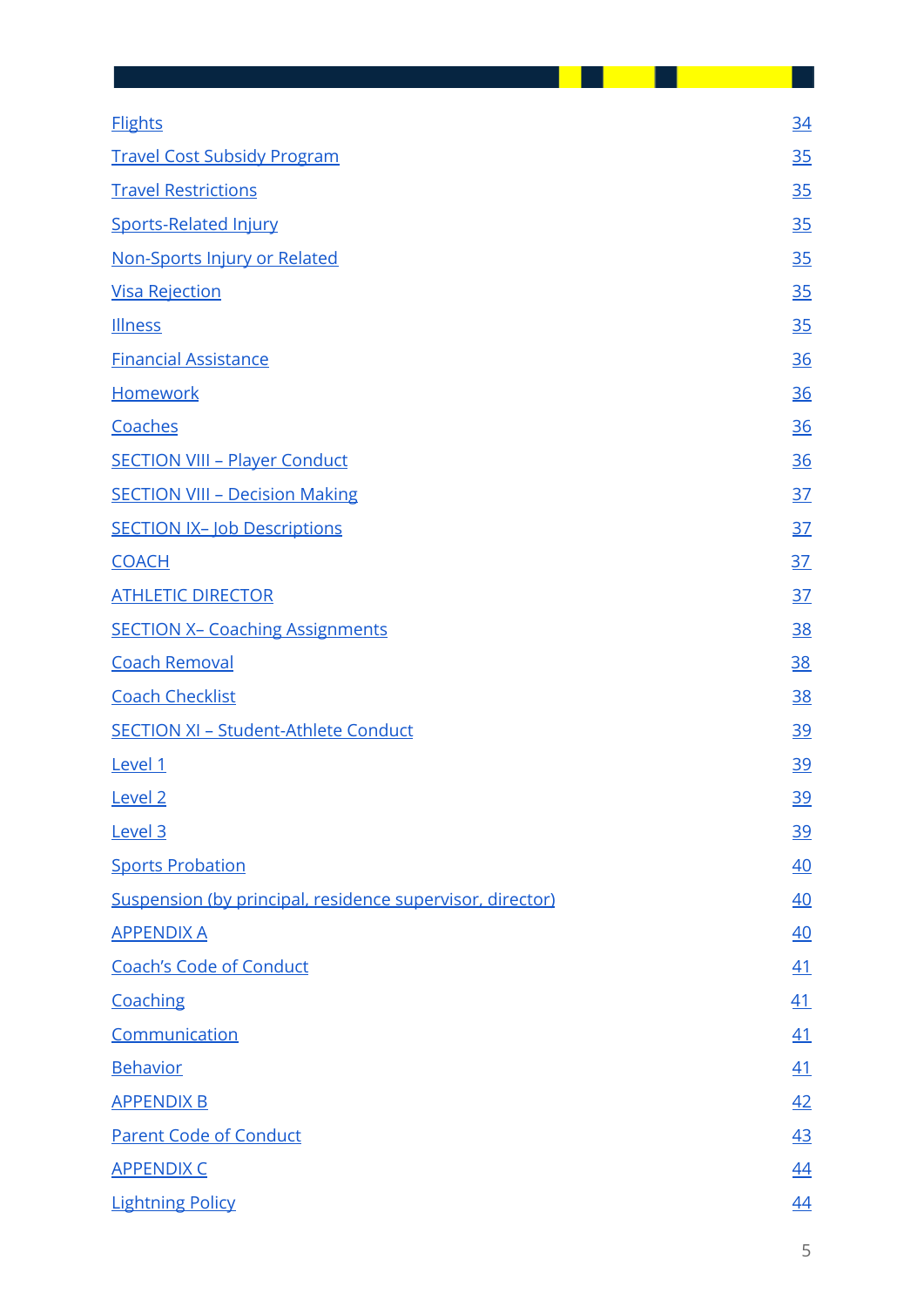| | |
|---|---|
| Flights | 34 |
| Travel Cost Subsidy Program | 35 |
| Travel Restrictions | 35 |
| Sports-Related Injury | 35 |
| Non-Sports Injury or Related | 35 |
| Visa Rejection | 35 |
| Illness | 35 |
| Financial Assistance | 36 |
| Homework | 36 |
| Coaches | 36 |
| SECTION VIII – Player Conduct | 36 |
| SECTION VIII – Decision Making | 37 |
| SECTION IX– Job Descriptions | 37 |
| COACH | 37 |
| ATHLETIC DIRECTOR | 37 |
| SECTION X– Coaching Assignments | 38 |
| Coach Removal | 38 |
| Coach Checklist | 38 |
| SECTION XI – Student-Athlete Conduct | 39 |
| Level 1 | 39 |
| Level 2 | 39 |
| Level 3 | 39 |
| Sports Probation | 40 |
| Suspension (by principal, residence supervisor, director) | 40 |
| APPENDIX A | 40 |
| Coach's Code of Conduct | 41 |
| Coaching | 41 |
| Communication | 41 |
| Behavior | 41 |
| APPENDIX B | 42 |
| Parent Code of Conduct | 43 |
| APPENDIX C | 44 |
| Lightning Policy | 44 |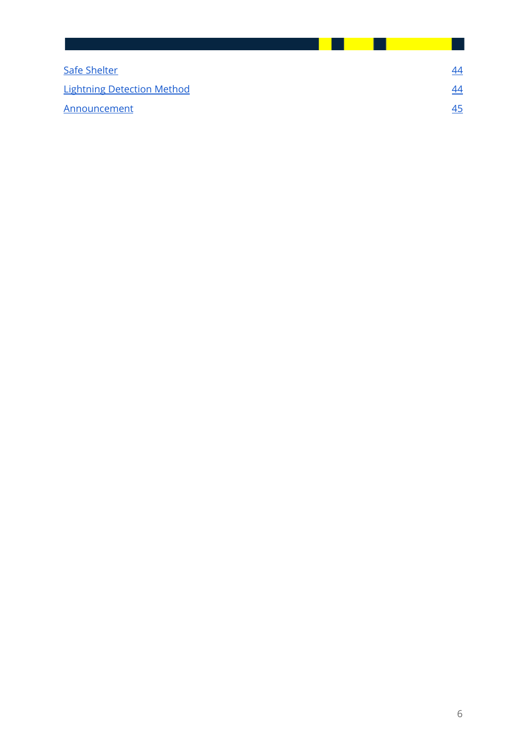| | |
|---|---|
| Safe Shelter | 44 |
| Lightning Detection Method | 44 |
| Announcement | 45 |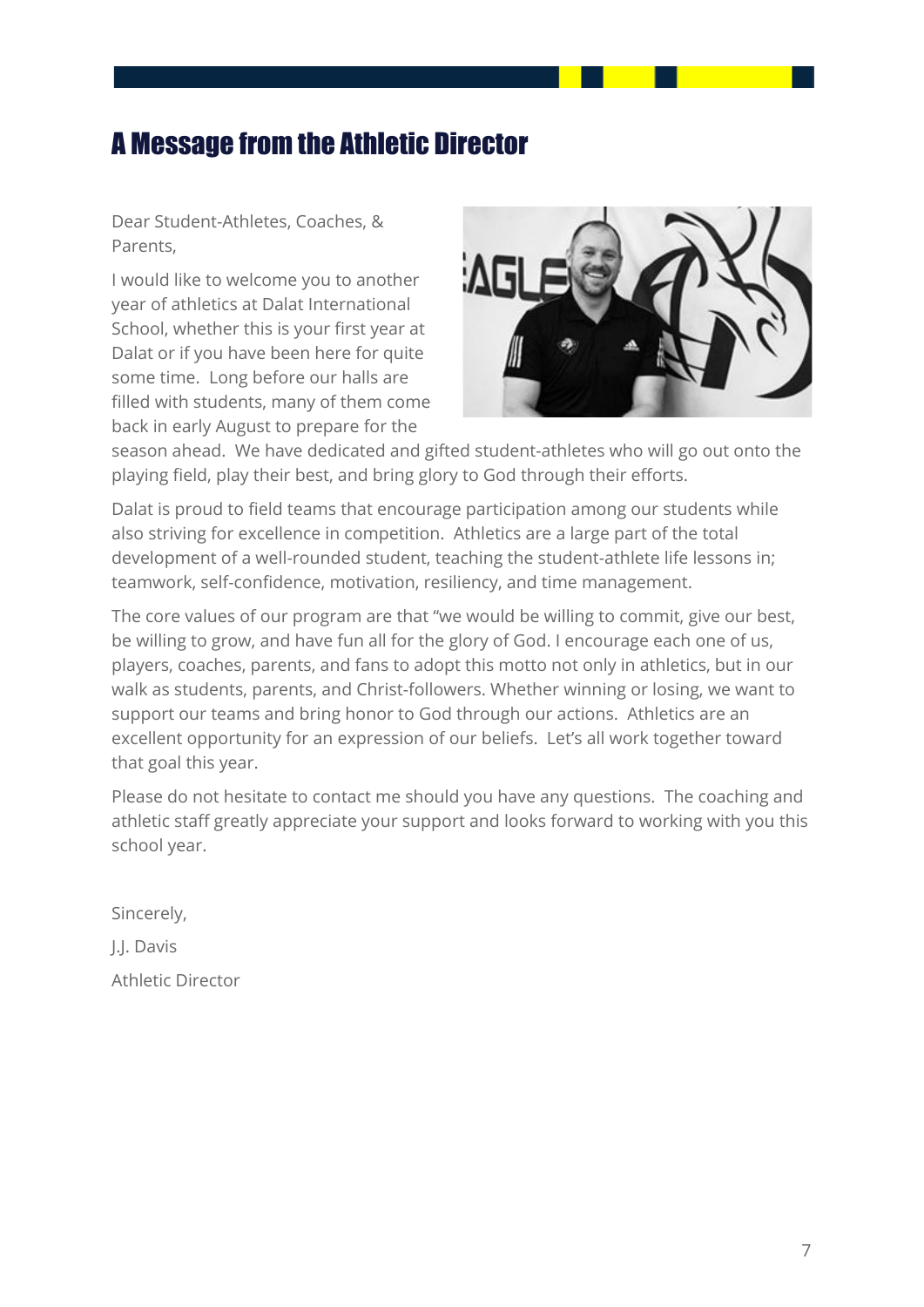# A Message from the Athletic Director

Dear Student-Athletes, Coaches, & Parents,

I would like to welcome you to another year of athletics at Dalat International School, whether this is your first year at Dalat or if you have been here for quite some time. Long before our halls are filled with students, many of them come back in early August to prepare for the season ahead. We have dedicated and gifted student-athletes who will go out onto the playing field, play their best, and bring glory to God through their efforts.

Dalat is proud to field teams that encourage participation among our students while also striving for excellence in competition. Athletics are a large part of the total development of a well-rounded student, teaching the student-athlete life lessons in; teamwork, self-confidence, motivation, resiliency, and time management.

The core values of our program are that "we would be willing to commit, give our best, be willing to grow, and have fun all for the glory of God. I encourage each one of us, players, coaches, parents, and fans to adopt this motto not only in athletics, but in our walk as students, parents, and Christ-followers. Whether winning or losing, we want to support our teams and bring honor to God through our actions. Athletics are an excellent opportunity for an expression of our beliefs. Let's all work together toward that goal this year.

Please do not hesitate to contact me should you have any questions. The coaching and athletic staff greatly appreciate your support and looks forward to working with you this school year.

Sincerely,

J.J. Davis

Athletic Director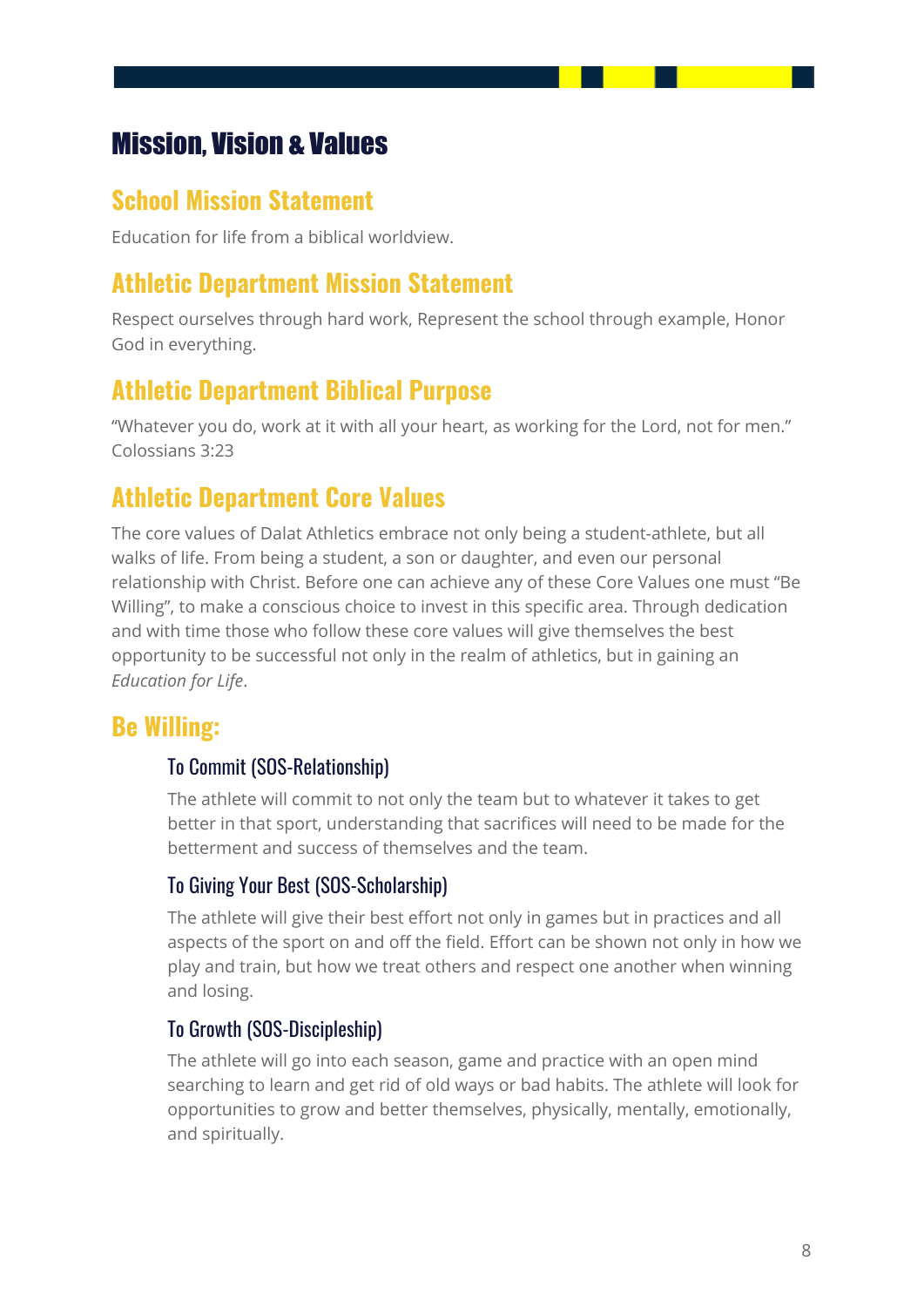# Mission, Vision & Values

## School Mission Statement

Education for life from a biblical worldview.

## Athletic Department Mission Statement

Respect ourselves through hard work, Represent the school through example, Honor God in everything.

## Athletic Department Biblical Purpose

"Whatever you do, work at it with all your heart, as working for the Lord, not for men." Colossians 3:23

## Athletic Department Core Values

The core values of Dalat Athletics embrace not only being a student-athlete, but all walks of life. From being a student, a son or daughter, and even our personal relationship with Christ. Before one can achieve any of these Core Values one must "Be Willing", to make a conscious choice to invest in this specific area. Through dedication and with time those who follow these core values will give themselves the best opportunity to be successful not only in the realm of athletics, but in gaining an *Education for Life*.

## Be Willing:

### To Commit (SOS-Relationship)

The athlete will commit to not only the team but to whatever it takes to get better in that sport, understanding that sacrifices will need to be made for the betterment and success of themselves and the team.

### To Giving Your Best (SOS-Scholarship)

The athlete will give their best effort not only in games but in practices and all aspects of the sport on and off the field. Effort can be shown not only in how we play and train, but how we treat others and respect one another when winning and losing.

### To Growth (SOS-Discipleship)

The athlete will go into each season, game and practice with an open mind searching to learn and get rid of old ways or bad habits. The athlete will look for opportunities to grow and better themselves, physically, mentally, emotionally, and spiritually.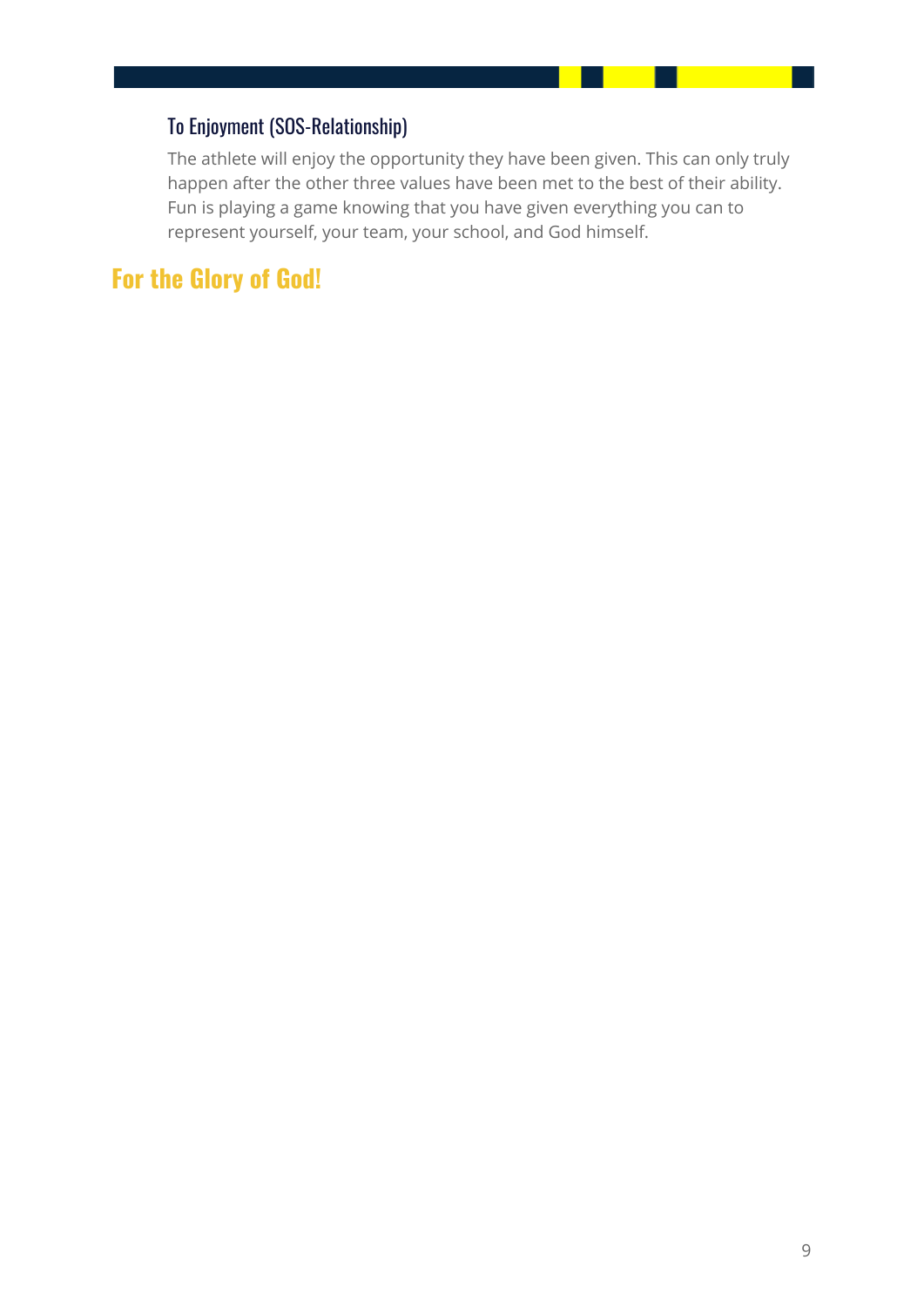### To Enjoyment (SOS-Relationship)

The athlete will enjoy the opportunity they have been given. This can only truly happen after the other three values have been met to the best of their ability. Fun is playing a game knowing that you have given everything you can to represent yourself, your team, your school, and God himself.

## For the Glory of God!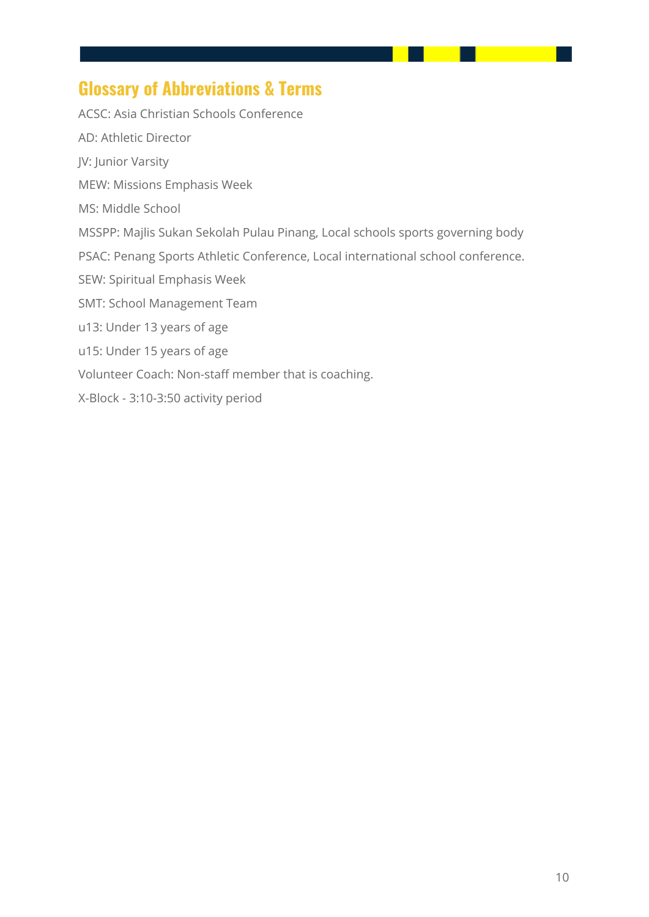## Glossary of Abbreviations & Terms

ACSC: Asia Christian Schools Conference

AD: Athletic Director

JV: Junior Varsity

MEW: Missions Emphasis Week

MS: Middle School

MSSPP: Majlis Sukan Sekolah Pulau Pinang, Local schools sports governing body

PSAC: Penang Sports Athletic Conference, Local international school conference.

SEW: Spiritual Emphasis Week

SMT: School Management Team

u13: Under 13 years of age

u15: Under 15 years of age

Volunteer Coach: Non-staff member that is coaching.

X-Block - 3:10-3:50 activity period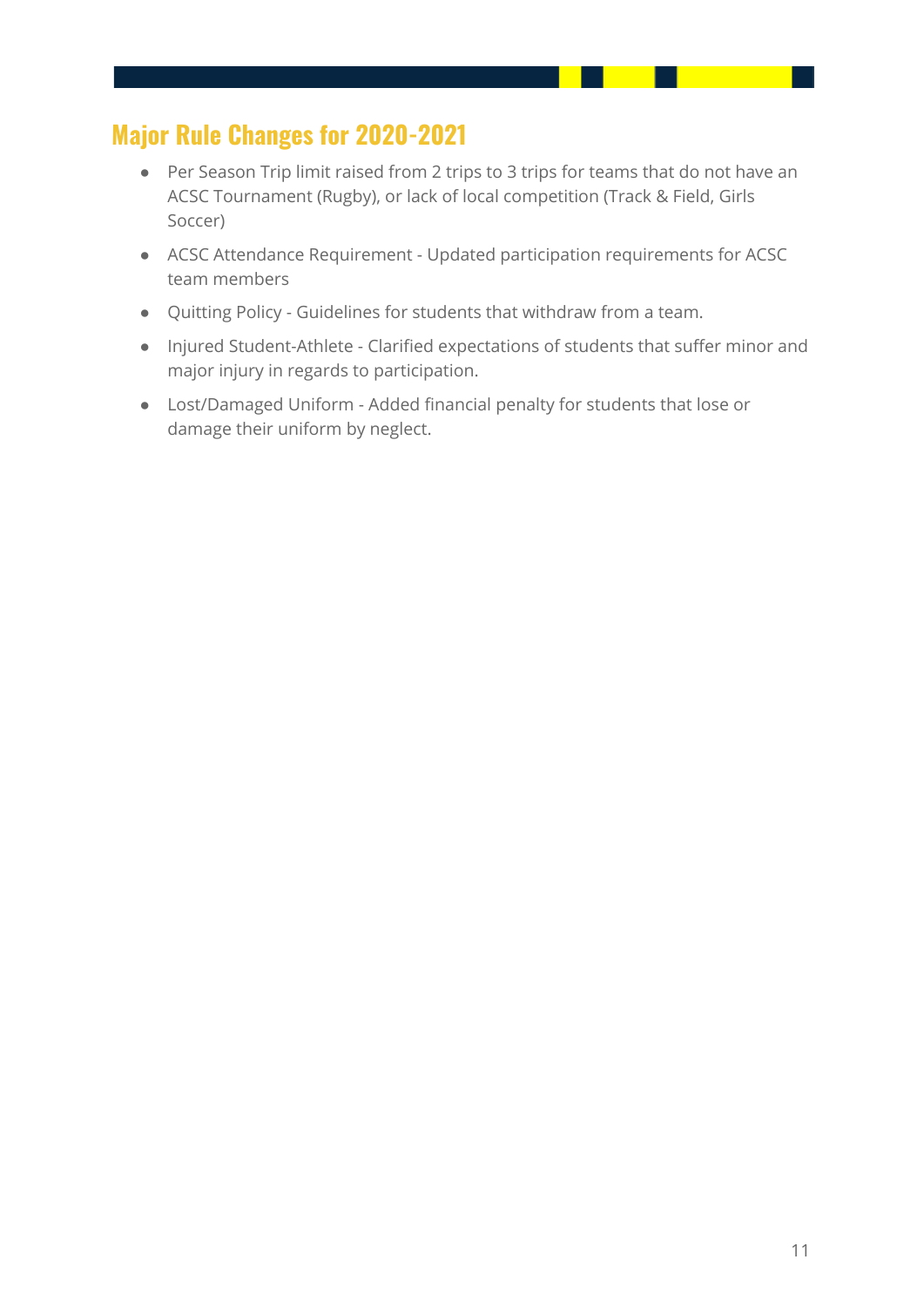## Major Rule Changes for 2020-2021

- Per Season Trip limit raised from 2 trips to 3 trips for teams that do not have an ACSC Tournament (Rugby), or lack of local competition (Track & Field, Girls Soccer)
- ACSC Attendance Requirement - Updated participation requirements for ACSC team members
- Quitting Policy - Guidelines for students that withdraw from a team.
- Injured Student-Athlete - Clarified expectations of students that suffer minor and major injury in regards to participation.
- Lost/Damaged Uniform - Added financial penalty for students that lose or damage their uniform by neglect.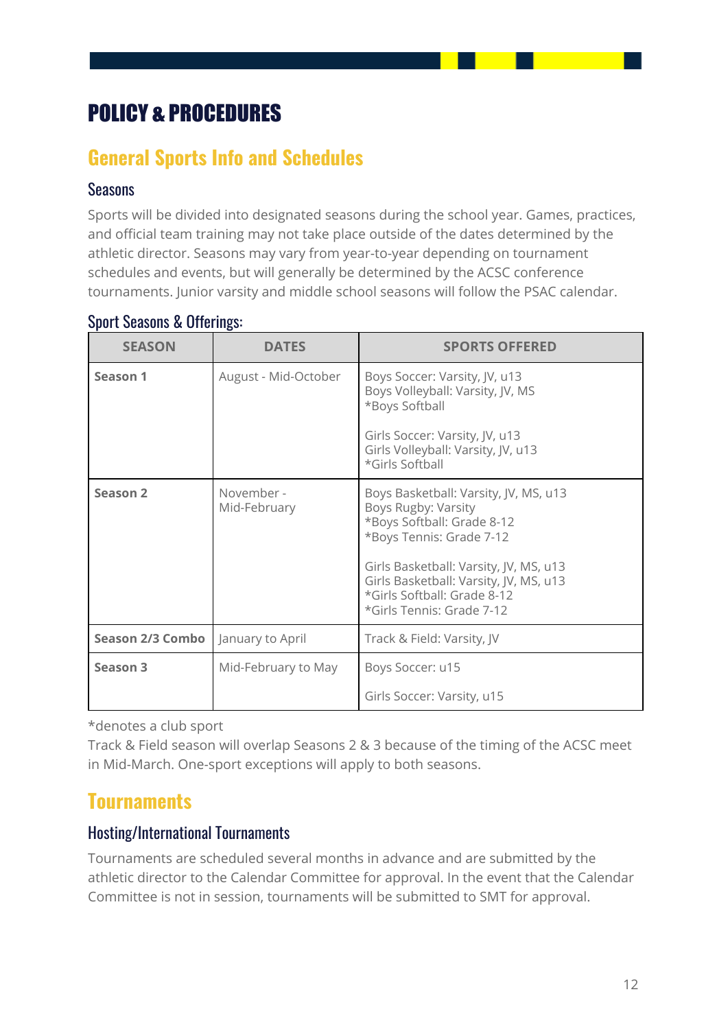# POLICY & PROCEDURES

## General Sports Info and Schedules

### Seasons

Sports will be divided into designated seasons during the school year. Games, practices, and official team training may not take place outside of the dates determined by the athletic director. Seasons may vary from year-to-year depending on tournament schedules and events, but will generally be determined by the ACSC conference tournaments. Junior varsity and middle school seasons will follow the PSAC calendar.

### Sport Seasons & Offerings:

| SEASON | DATES | SPORTS OFFERED |
|---|---|---|
| **Season 1** | August - Mid-October | Boys Soccer: Varsity, JV, u13<br>Boys Volleyball: Varsity, JV, MS<br>*Boys Softball<br><br>Girls Soccer: Varsity, JV, u13<br>Girls Volleyball: Varsity, JV, u13<br>*Girls Softball |
| **Season 2** | November - Mid-February | Boys Basketball: Varsity, JV, MS, u13<br>Boys Rugby: Varsity<br>*Boys Softball: Grade 8-12<br>*Boys Tennis: Grade 7-12<br><br>Girls Basketball: Varsity, JV, MS, u13<br>Girls Basketball: Varsity, JV, MS, u13<br>*Girls Softball: Grade 8-12<br>*Girls Tennis: Grade 7-12 |
| **Season 2/3 Combo** | January to April | Track & Field: Varsity, JV |
| **Season 3** | Mid-February to May | Boys Soccer: u15<br><br>Girls Soccer: Varsity, u15 |

*denotes a club sport

Track & Field season will overlap Seasons 2 & 3 because of the timing of the ACSC meet in Mid-March. One-sport exceptions will apply to both seasons.

## Tournaments

### Hosting/International Tournaments

Tournaments are scheduled several months in advance and are submitted by the athletic director to the Calendar Committee for approval. In the event that the Calendar Committee is not in session, tournaments will be submitted to SMT for approval.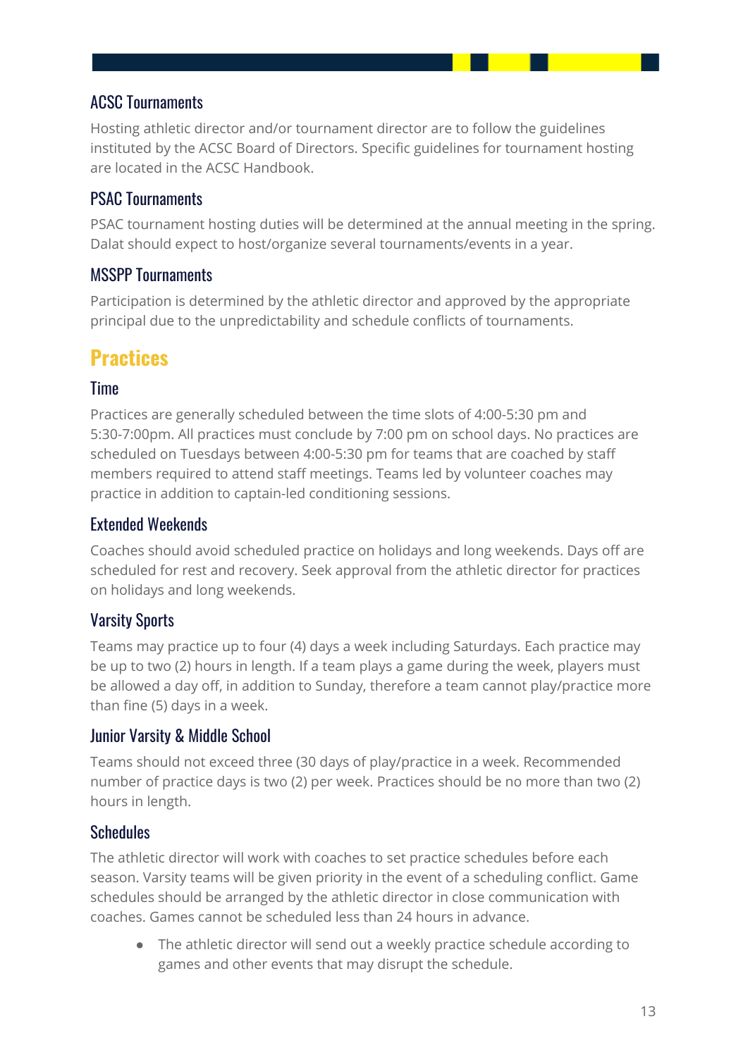### ACSC Tournaments

Hosting athletic director and/or tournament director are to follow the guidelines instituted by the ACSC Board of Directors. Specific guidelines for tournament hosting are located in the ACSC Handbook.

### PSAC Tournaments

PSAC tournament hosting duties will be determined at the annual meeting in the spring. Dalat should expect to host/organize several tournaments/events in a year.

### MSSPP Tournaments

Participation is determined by the athletic director and approved by the appropriate principal due to the unpredictability and schedule conflicts of tournaments.

## Practices

### Time

Practices are generally scheduled between the time slots of 4:00-5:30 pm and 5:30-7:00pm. All practices must conclude by 7:00 pm on school days. No practices are scheduled on Tuesdays between 4:00-5:30 pm for teams that are coached by staff members required to attend staff meetings. Teams led by volunteer coaches may practice in addition to captain-led conditioning sessions.

### Extended Weekends

Coaches should avoid scheduled practice on holidays and long weekends. Days off are scheduled for rest and recovery. Seek approval from the athletic director for practices on holidays and long weekends.

### Varsity Sports

Teams may practice up to four (4) days a week including Saturdays. Each practice may be up to two (2) hours in length. If a team plays a game during the week, players must be allowed a day off, in addition to Sunday, therefore a team cannot play/practice more than fine (5) days in a week.

### Junior Varsity & Middle School

Teams should not exceed three (30 days of play/practice in a week. Recommended number of practice days is two (2) per week. Practices should be no more than two (2) hours in length.

### Schedules

The athletic director will work with coaches to set practice schedules before each season. Varsity teams will be given priority in the event of a scheduling conflict. Game schedules should be arranged by the athletic director in close communication with coaches. Games cannot be scheduled less than 24 hours in advance.

- The athletic director will send out a weekly practice schedule according to games and other events that may disrupt the schedule.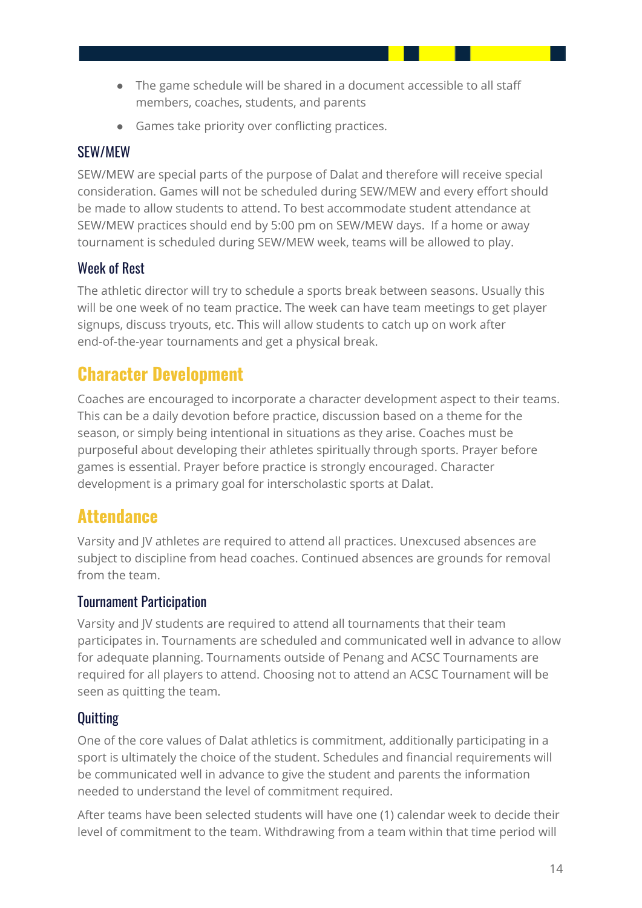- The game schedule will be shared in a document accessible to all staff members, coaches, students, and parents
- Games take priority over conflicting practices.

### SEW/MEW

SEW/MEW are special parts of the purpose of Dalat and therefore will receive special consideration. Games will not be scheduled during SEW/MEW and every effort should be made to allow students to attend. To best accommodate student attendance at SEW/MEW practices should end by 5:00 pm on SEW/MEW days. If a home or away tournament is scheduled during SEW/MEW week, teams will be allowed to play.

### Week of Rest

The athletic director will try to schedule a sports break between seasons. Usually this will be one week of no team practice. The week can have team meetings to get player signups, discuss tryouts, etc. This will allow students to catch up on work after end-of-the-year tournaments and get a physical break.

## Character Development

Coaches are encouraged to incorporate a character development aspect to their teams. This can be a daily devotion before practice, discussion based on a theme for the season, or simply being intentional in situations as they arise. Coaches must be purposeful about developing their athletes spiritually through sports. Prayer before games is essential. Prayer before practice is strongly encouraged. Character development is a primary goal for interscholastic sports at Dalat.

## Attendance

Varsity and JV athletes are required to attend all practices. Unexcused absences are subject to discipline from head coaches. Continued absences are grounds for removal from the team.

### Tournament Participation

Varsity and JV students are required to attend all tournaments that their team participates in. Tournaments are scheduled and communicated well in advance to allow for adequate planning. Tournaments outside of Penang and ACSC Tournaments are required for all players to attend. Choosing not to attend an ACSC Tournament will be seen as quitting the team.

### Quitting

One of the core values of Dalat athletics is commitment, additionally participating in a sport is ultimately the choice of the student. Schedules and financial requirements will be communicated well in advance to give the student and parents the information needed to understand the level of commitment required.

After teams have been selected students will have one (1) calendar week to decide their level of commitment to the team. Withdrawing from a team within that time period will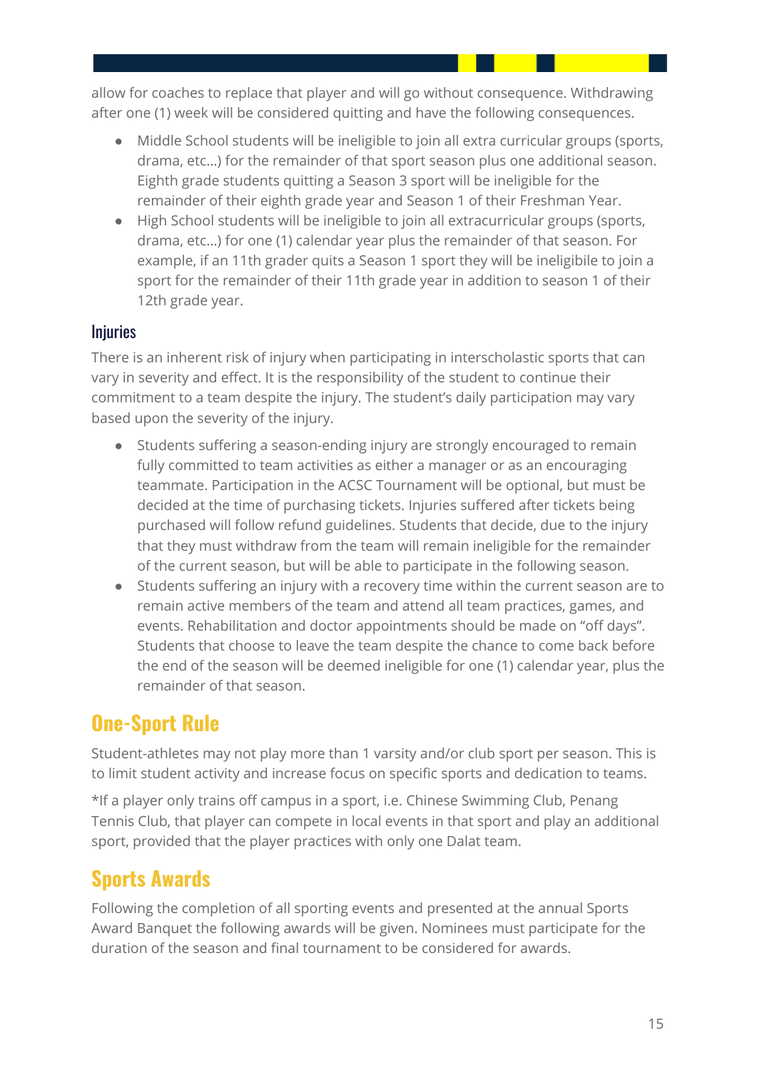allow for coaches to replace that player and will go without consequence. Withdrawing after one (1) week will be considered quitting and have the following consequences.

- Middle School students will be ineligible to join all extra curricular groups (sports, drama, etc...) for the remainder of that sport season plus one additional season. Eighth grade students quitting a Season 3 sport will be ineligible for the remainder of their eighth grade year and Season 1 of their Freshman Year.
- High School students will be ineligible to join all extracurricular groups (sports, drama, etc...) for one (1) calendar year plus the remainder of that season. For example, if an 11th grader quits a Season 1 sport they will be ineligibile to join a sport for the remainder of their 11th grade year in addition to season 1 of their 12th grade year.

### Injuries

There is an inherent risk of injury when participating in interscholastic sports that can vary in severity and effect. It is the responsibility of the student to continue their commitment to a team despite the injury. The student's daily participation may vary based upon the severity of the injury.

- Students suffering a season-ending injury are strongly encouraged to remain fully committed to team activities as either a manager or as an encouraging teammate. Participation in the ACSC Tournament will be optional, but must be decided at the time of purchasing tickets. Injuries suffered after tickets being purchased will follow refund guidelines. Students that decide, due to the injury that they must withdraw from the team will remain ineligible for the remainder of the current season, but will be able to participate in the following season.
- Students suffering an injury with a recovery time within the current season are to remain active members of the team and attend all team practices, games, and events. Rehabilitation and doctor appointments should be made on "off days". Students that choose to leave the team despite the chance to come back before the end of the season will be deemed ineligible for one (1) calendar year, plus the remainder of that season.

## One-Sport Rule

Student-athletes may not play more than 1 varsity and/or club sport per season. This is to limit student activity and increase focus on specific sports and dedication to teams.

*If a player only trains off campus in a sport, i.e. Chinese Swimming Club, Penang Tennis Club, that player can compete in local events in that sport and play an additional sport, provided that the player practices with only one Dalat team.

## Sports Awards

Following the completion of all sporting events and presented at the annual Sports Award Banquet the following awards will be given. Nominees must participate for the duration of the season and final tournament to be considered for awards.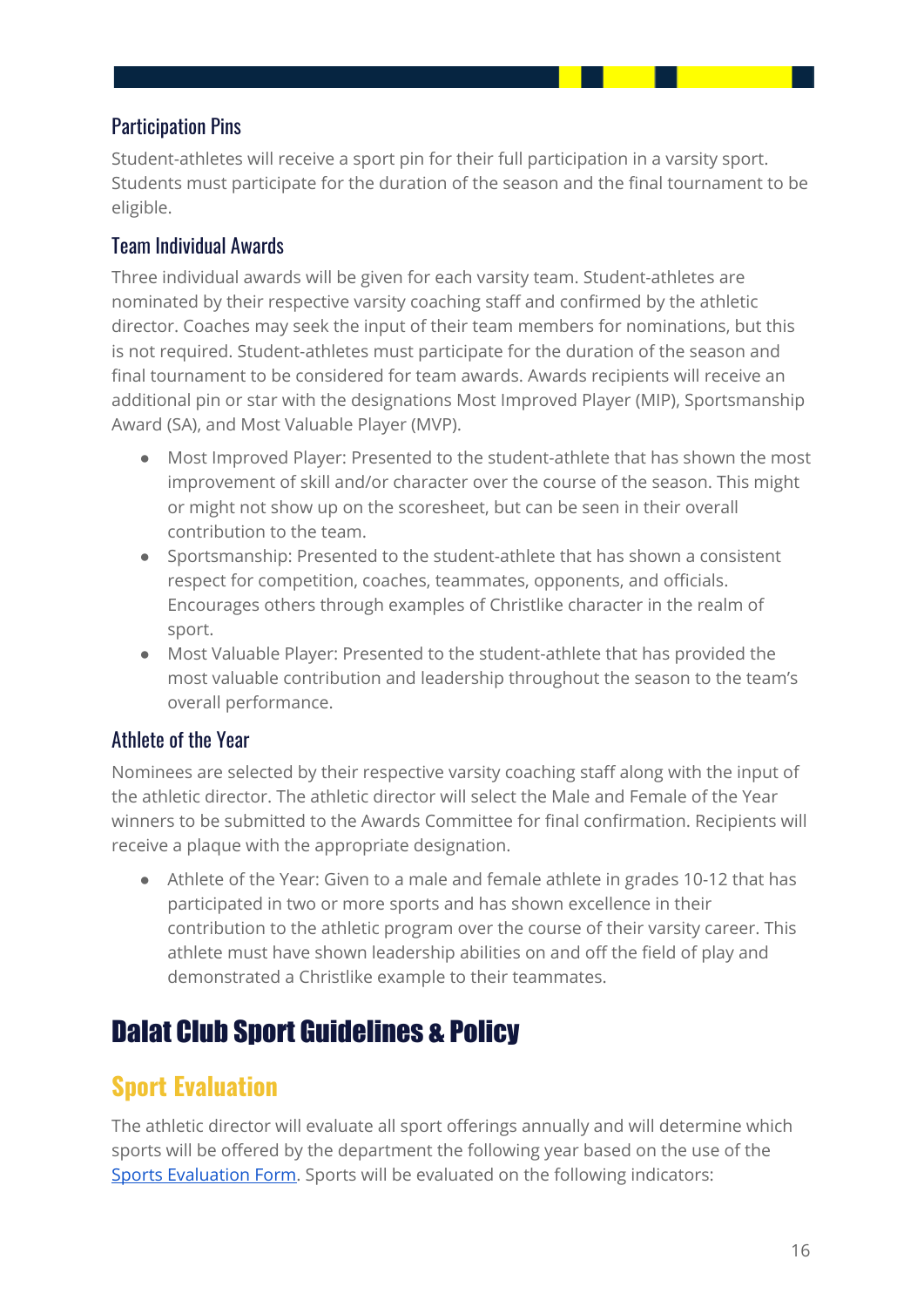### Participation Pins

Student-athletes will receive a sport pin for their full participation in a varsity sport. Students must participate for the duration of the season and the final tournament to be eligible.

### Team Individual Awards

Three individual awards will be given for each varsity team. Student-athletes are nominated by their respective varsity coaching staff and confirmed by the athletic director. Coaches may seek the input of their team members for nominations, but this is not required. Student-athletes must participate for the duration of the season and final tournament to be considered for team awards. Awards recipients will receive an additional pin or star with the designations Most Improved Player (MIP), Sportsmanship Award (SA), and Most Valuable Player (MVP).

- Most Improved Player: Presented to the student-athlete that has shown the most improvement of skill and/or character over the course of the season. This might or might not show up on the scoresheet, but can be seen in their overall contribution to the team.
- Sportsmanship: Presented to the student-athlete that has shown a consistent respect for competition, coaches, teammates, opponents, and officials. Encourages others through examples of Christlike character in the realm of sport.
- Most Valuable Player: Presented to the student-athlete that has provided the most valuable contribution and leadership throughout the season to the team's overall performance.

### Athlete of the Year

Nominees are selected by their respective varsity coaching staff along with the input of the athletic director. The athletic director will select the Male and Female of the Year winners to be submitted to the Awards Committee for final confirmation. Recipients will receive a plaque with the appropriate designation.

- Athlete of the Year: Given to a male and female athlete in grades 10-12 that has participated in two or more sports and has shown excellence in their contribution to the athletic program over the course of their varsity career. This athlete must have shown leadership abilities on and off the field of play and demonstrated a Christlike example to their teammates.

# Dalat Club Sport Guidelines & Policy

## Sport Evaluation

The athletic director will evaluate all sport offerings annually and will determine which sports will be offered by the department the following year based on the use of the Sports Evaluation Form. Sports will be evaluated on the following indicators: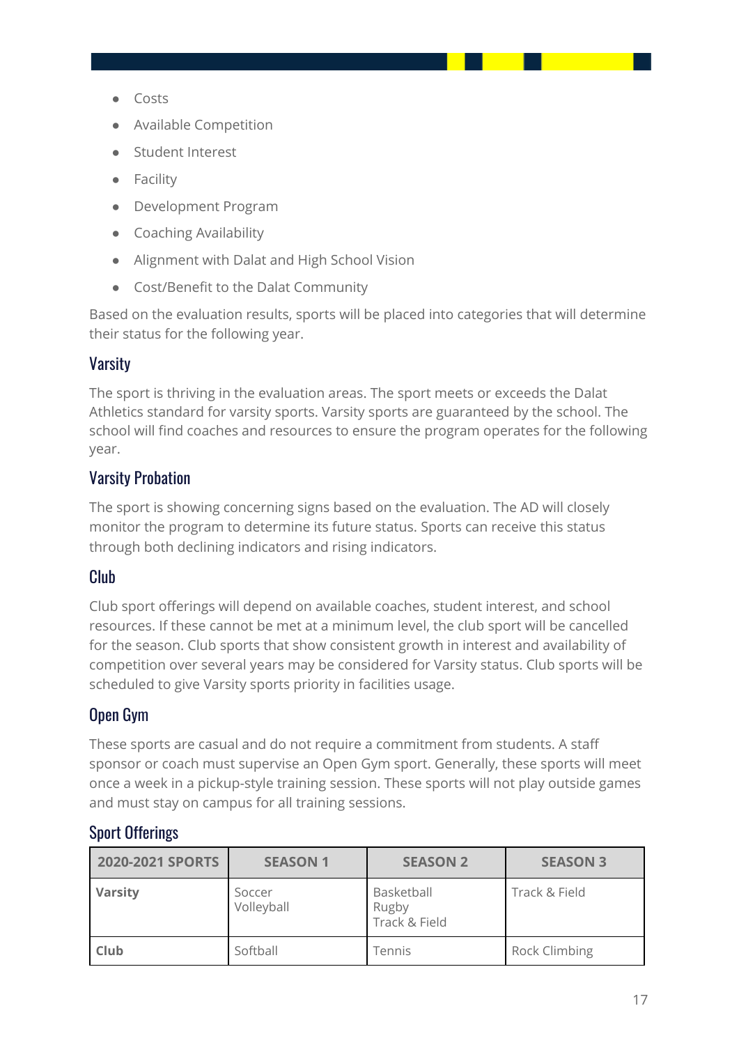- Costs
- Available Competition
- Student Interest
- Facility
- Development Program
- Coaching Availability
- Alignment with Dalat and High School Vision
- Cost/Benefit to the Dalat Community

Based on the evaluation results, sports will be placed into categories that will determine their status for the following year.

### Varsity

The sport is thriving in the evaluation areas. The sport meets or exceeds the Dalat Athletics standard for varsity sports. Varsity sports are guaranteed by the school. The school will find coaches and resources to ensure the program operates for the following year.

### Varsity Probation

The sport is showing concerning signs based on the evaluation. The AD will closely monitor the program to determine its future status. Sports can receive this status through both declining indicators and rising indicators.

### Club

Club sport offerings will depend on available coaches, student interest, and school resources. If these cannot be met at a minimum level, the club sport will be cancelled for the season. Club sports that show consistent growth in interest and availability of competition over several years may be considered for Varsity status. Club sports will be scheduled to give Varsity sports priority in facilities usage.

### Open Gym

These sports are casual and do not require a commitment from students. A staff sponsor or coach must supervise an Open Gym sport. Generally, these sports will meet once a week in a pickup-style training session. These sports will not play outside games and must stay on campus for all training sessions.

### Sport Offerings

| 2020-2021 SPORTS | SEASON 1 | SEASON 2 | SEASON 3 |
| --- | --- | --- | --- |
| **Varsity** | Soccer<br>Volleyball | Basketball<br>Rugby<br>Track & Field | Track & Field |
| **Club** | Softball | Tennis | Rock Climbing |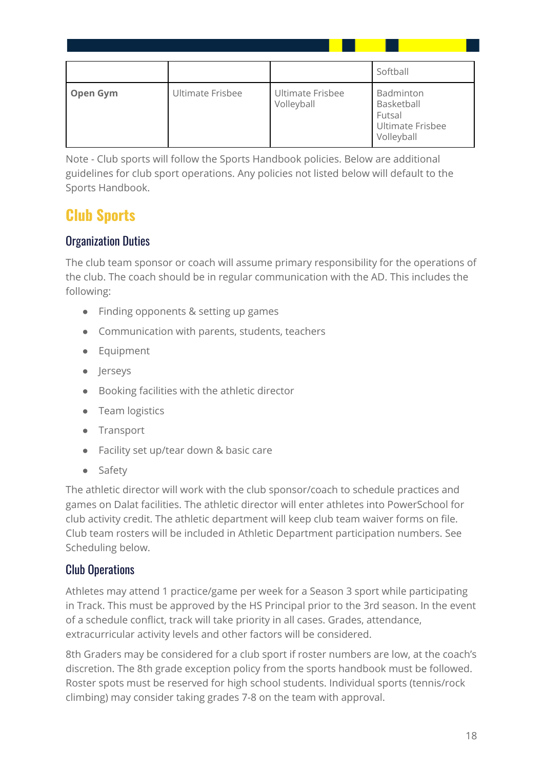| | | | |
|---|---|---|---|
| | | | Softball |
| **Open Gym** | Ultimate Frisbee | Ultimate Frisbee<br>Volleyball | Badminton<br>Basketball<br>Futsal<br>Ultimate Frisbee<br>Volleyball |

Note - Club sports will follow the Sports Handbook policies. Below are additional guidelines for club sport operations. Any policies not listed below will default to the Sports Handbook.

# Club Sports

## Organization Duties

The club team sponsor or coach will assume primary responsibility for the operations of the club. The coach should be in regular communication with the AD. This includes the following:

- Finding opponents & setting up games
- Communication with parents, students, teachers
- Equipment
- Jerseys
- Booking facilities with the athletic director
- Team logistics
- Transport
- Facility set up/tear down & basic care
- Safety

The athletic director will work with the club sponsor/coach to schedule practices and games on Dalat facilities. The athletic director will enter athletes into PowerSchool for club activity credit. The athletic department will keep club team waiver forms on file. Club team rosters will be included in Athletic Department participation numbers. See Scheduling below.

## Club Operations

Athletes may attend 1 practice/game per week for a Season 3 sport while participating in Track. This must be approved by the HS Principal prior to the 3rd season. In the event of a schedule conflict, track will take priority in all cases. Grades, attendance, extracurricular activity levels and other factors will be considered.

8th Graders may be considered for a club sport if roster numbers are low, at the coach's discretion. The 8th grade exception policy from the sports handbook must be followed. Roster spots must be reserved for high school students. Individual sports (tennis/rock climbing) may consider taking grades 7-8 on the team with approval.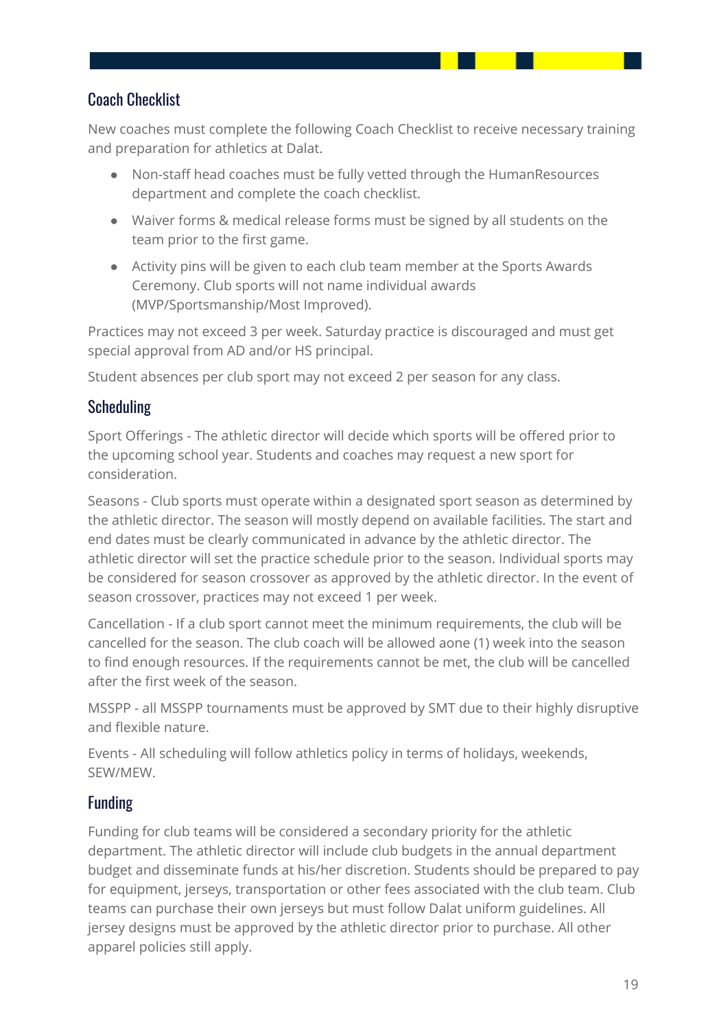## Coach Checklist

New coaches must complete the following Coach Checklist to receive necessary training and preparation for athletics at Dalat.

- Non-staff head coaches must be fully vetted through the HumanResources department and complete the coach checklist.
- Waiver forms & medical release forms must be signed by all students on the team prior to the first game.
- Activity pins will be given to each club team member at the Sports Awards Ceremony. Club sports will not name individual awards (MVP/Sportsmanship/Most Improved).

Practices may not exceed 3 per week. Saturday practice is discouraged and must get special approval from AD and/or HS principal.

Student absences per club sport may not exceed 2 per season for any class.

## Scheduling

Sport Offerings - The athletic director will decide which sports will be offered prior to the upcoming school year. Students and coaches may request a new sport for consideration.

Seasons - Club sports must operate within a designated sport season as determined by the athletic director. The season will mostly depend on available facilities. The start and end dates must be clearly communicated in advance by the athletic director. The athletic director will set the practice schedule prior to the season. Individual sports may be considered for season crossover as approved by the athletic director. In the event of season crossover, practices may not exceed 1 per week.

Cancellation - If a club sport cannot meet the minimum requirements, the club will be cancelled for the season. The club coach will be allowed aone (1) week into the season to find enough resources. If the requirements cannot be met, the club will be cancelled after the first week of the season.

MSSPP - all MSSPP tournaments must be approved by SMT due to their highly disruptive and flexible nature.

Events - All scheduling will follow athletics policy in terms of holidays, weekends, SEW/MEW.

## Funding

Funding for club teams will be considered a secondary priority for the athletic department. The athletic director will include club budgets in the annual department budget and disseminate funds at his/her discretion. Students should be prepared to pay for equipment, jerseys, transportation or other fees associated with the club team. Club teams can purchase their own jerseys but must follow Dalat uniform guidelines. All jersey designs must be approved by the athletic director prior to purchase. All other apparel policies still apply.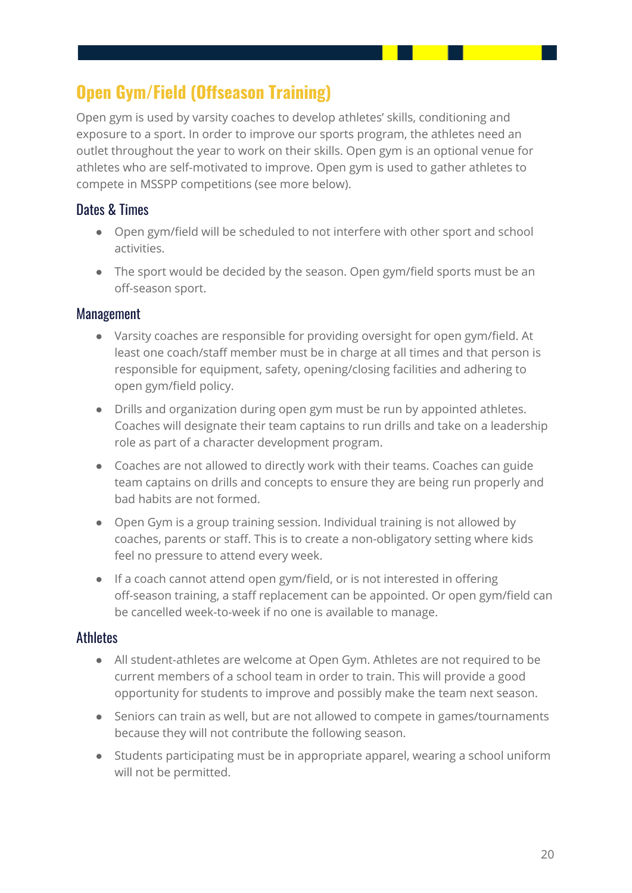## Open Gym/Field (Offseason Training)

Open gym is used by varsity coaches to develop athletes' skills, conditioning and exposure to a sport. In order to improve our sports program, the athletes need an outlet throughout the year to work on their skills. Open gym is an optional venue for athletes who are self-motivated to improve. Open gym is used to gather athletes to compete in MSSPP competitions (see more below).

### Dates & Times

- Open gym/field will be scheduled to not interfere with other sport and school activities.
- The sport would be decided by the season. Open gym/field sports must be an off-season sport.

### Management

- Varsity coaches are responsible for providing oversight for open gym/field. At least one coach/staff member must be in charge at all times and that person is responsible for equipment, safety, opening/closing facilities and adhering to open gym/field policy.
- Drills and organization during open gym must be run by appointed athletes. Coaches will designate their team captains to run drills and take on a leadership role as part of a character development program.
- Coaches are not allowed to directly work with their teams. Coaches can guide team captains on drills and concepts to ensure they are being run properly and bad habits are not formed.
- Open Gym is a group training session. Individual training is not allowed by coaches, parents or staff. This is to create a non-obligatory setting where kids feel no pressure to attend every week.
- If a coach cannot attend open gym/field, or is not interested in offering off-season training, a staff replacement can be appointed. Or open gym/field can be cancelled week-to-week if no one is available to manage.

### Athletes

- All student-athletes are welcome at Open Gym. Athletes are not required to be current members of a school team in order to train. This will provide a good opportunity for students to improve and possibly make the team next season.
- Seniors can train as well, but are not allowed to compete in games/tournaments because they will not contribute the following season.
- Students participating must be in appropriate apparel, wearing a school uniform will not be permitted.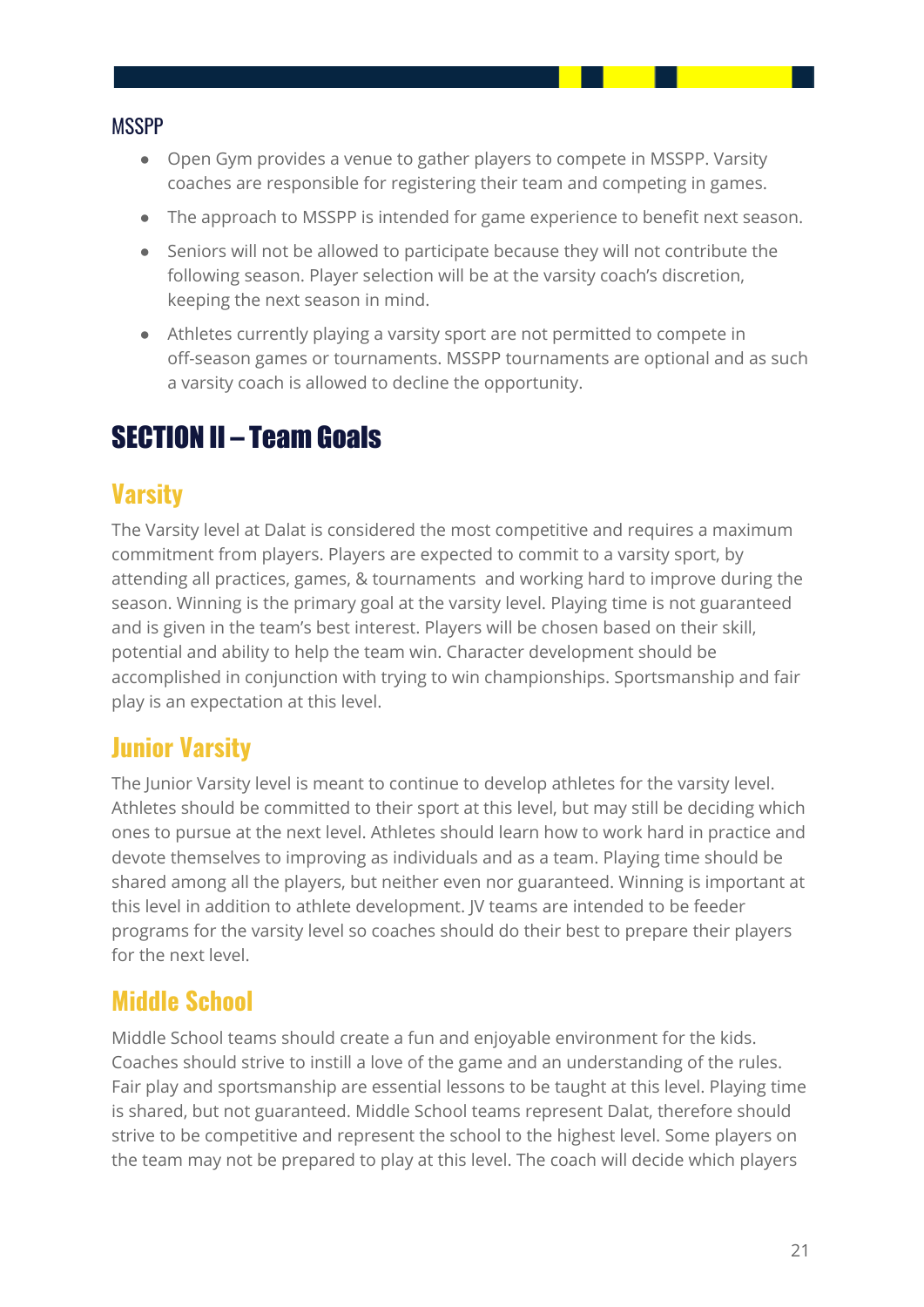### MSSPP

- Open Gym provides a venue to gather players to compete in MSSPP. Varsity coaches are responsible for registering their team and competing in games.
- The approach to MSSPP is intended for game experience to benefit next season.
- Seniors will not be allowed to participate because they will not contribute the following season. Player selection will be at the varsity coach's discretion, keeping the next season in mind.
- Athletes currently playing a varsity sport are not permitted to compete in off-season games or tournaments. MSSPP tournaments are optional and as such a varsity coach is allowed to decline the opportunity.

# SECTION II – Team Goals

## Varsity

The Varsity level at Dalat is considered the most competitive and requires a maximum commitment from players. Players are expected to commit to a varsity sport, by attending all practices, games, & tournaments and working hard to improve during the season. Winning is the primary goal at the varsity level. Playing time is not guaranteed and is given in the team's best interest. Players will be chosen based on their skill, potential and ability to help the team win. Character development should be accomplished in conjunction with trying to win championships. Sportsmanship and fair play is an expectation at this level.

## Junior Varsity

The Junior Varsity level is meant to continue to develop athletes for the varsity level. Athletes should be committed to their sport at this level, but may still be deciding which ones to pursue at the next level. Athletes should learn how to work hard in practice and devote themselves to improving as individuals and as a team. Playing time should be shared among all the players, but neither even nor guaranteed. Winning is important at this level in addition to athlete development. JV teams are intended to be feeder programs for the varsity level so coaches should do their best to prepare their players for the next level.

## Middle School

Middle School teams should create a fun and enjoyable environment for the kids. Coaches should strive to instill a love of the game and an understanding of the rules. Fair play and sportsmanship are essential lessons to be taught at this level. Playing time is shared, but not guaranteed. Middle School teams represent Dalat, therefore should strive to be competitive and represent the school to the highest level. Some players on the team may not be prepared to play at this level. The coach will decide which players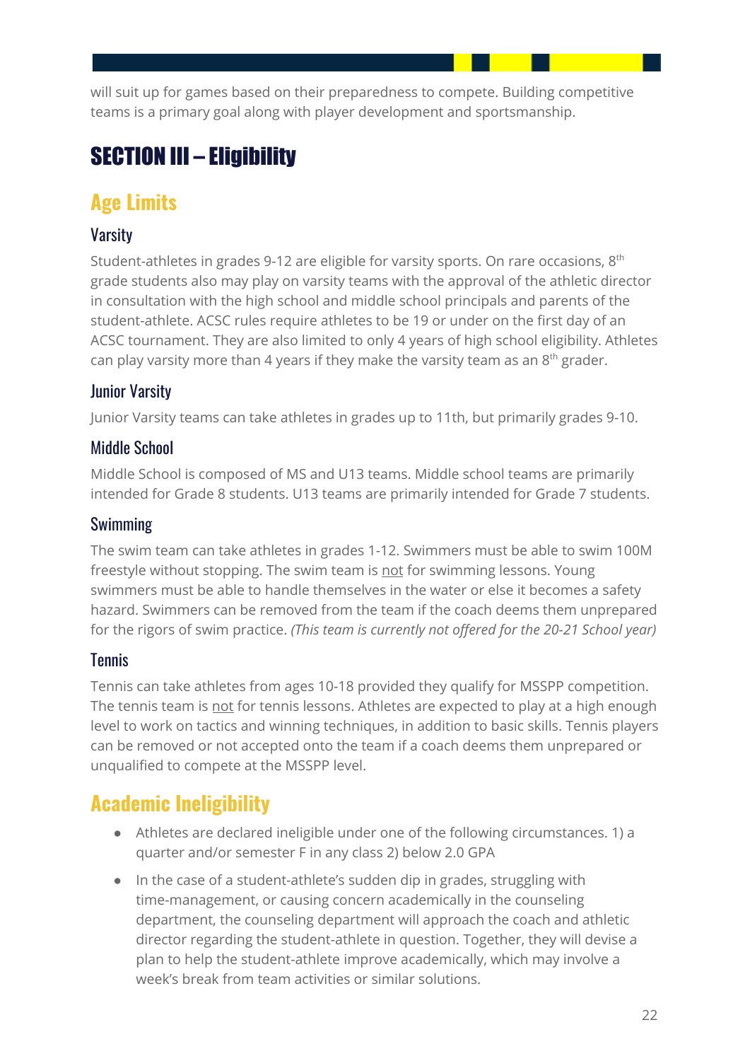will suit up for games based on their preparedness to compete. Building competitive teams is a primary goal along with player development and sportsmanship.

# SECTION III – Eligibility

## Age Limits

### Varsity

Student-athletes in grades 9-12 are eligible for varsity sports. On rare occasions, 8th grade students also may play on varsity teams with the approval of the athletic director in consultation with the high school and middle school principals and parents of the student-athlete. ACSC rules require athletes to be 19 or under on the first day of an ACSC tournament. They are also limited to only 4 years of high school eligibility. Athletes can play varsity more than 4 years if they make the varsity team as an 8th grader.

### Junior Varsity

Junior Varsity teams can take athletes in grades up to 11th, but primarily grades 9-10.

### Middle School

Middle School is composed of MS and U13 teams. Middle school teams are primarily intended for Grade 8 students. U13 teams are primarily intended for Grade 7 students.

### Swimming

The swim team can take athletes in grades 1-12. Swimmers must be able to swim 100M freestyle without stopping. The swim team is not for swimming lessons. Young swimmers must be able to handle themselves in the water or else it becomes a safety hazard. Swimmers can be removed from the team if the coach deems them unprepared for the rigors of swim practice. *(This team is currently not offered for the 20-21 School year)*

### Tennis

Tennis can take athletes from ages 10-18 provided they qualify for MSSPP competition. The tennis team is not for tennis lessons. Athletes are expected to play at a high enough level to work on tactics and winning techniques, in addition to basic skills. Tennis players can be removed or not accepted onto the team if a coach deems them unprepared or unqualified to compete at the MSSPP level.

## Academic Ineligibility

- Athletes are declared ineligible under one of the following circumstances. 1) a quarter and/or semester F in any class 2) below 2.0 GPA
- In the case of a student-athlete's sudden dip in grades, struggling with time-management, or causing concern academically in the counseling department, the counseling department will approach the coach and athletic director regarding the student-athlete in question. Together, they will devise a plan to help the student-athlete improve academically, which may involve a week's break from team activities or similar solutions.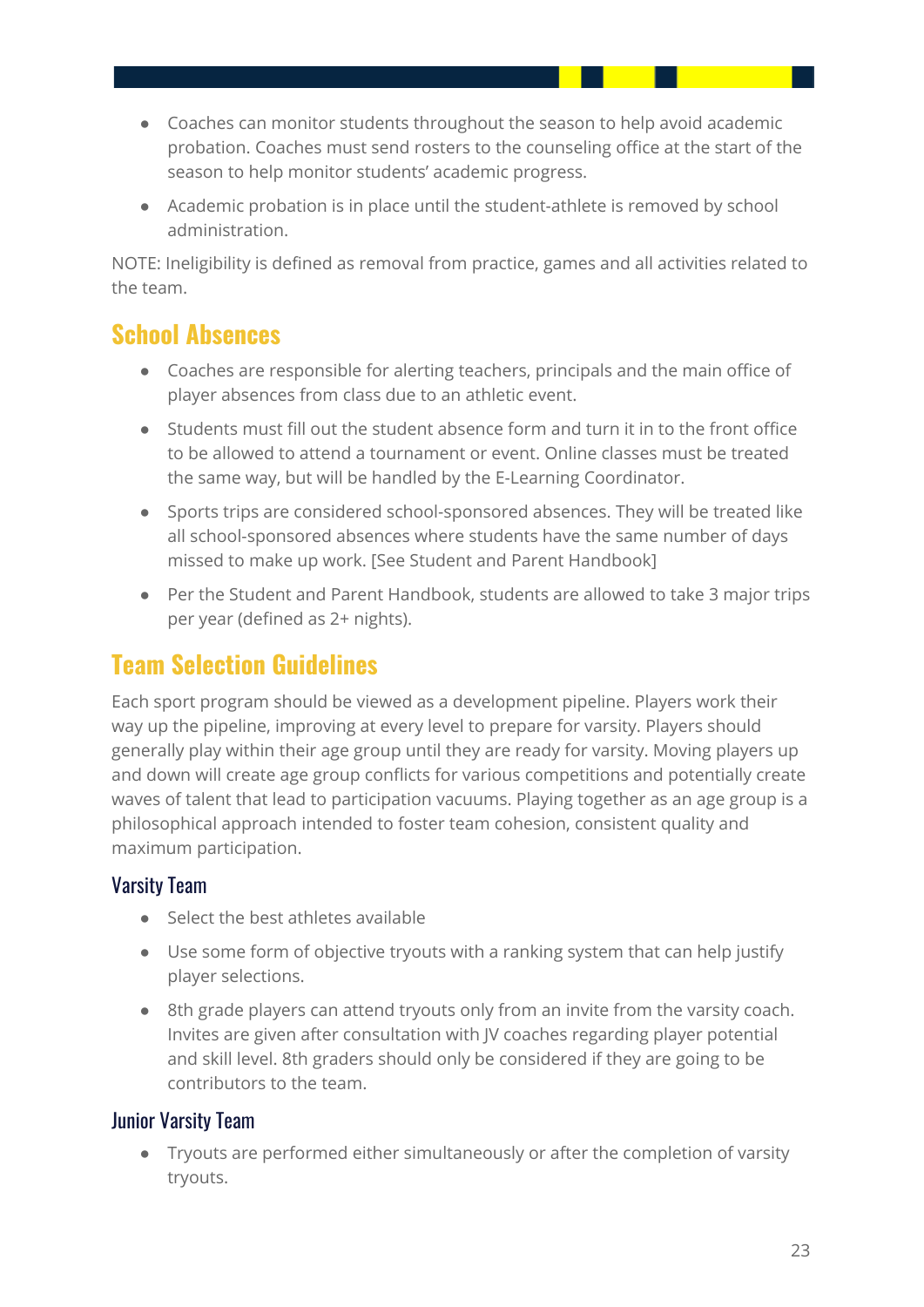- Coaches can monitor students throughout the season to help avoid academic probation. Coaches must send rosters to the counseling office at the start of the season to help monitor students' academic progress.
- Academic probation is in place until the student-athlete is removed by school administration.

NOTE: Ineligibility is defined as removal from practice, games and all activities related to the team.

## School Absences

- Coaches are responsible for alerting teachers, principals and the main office of player absences from class due to an athletic event.
- Students must fill out the student absence form and turn it in to the front office to be allowed to attend a tournament or event. Online classes must be treated the same way, but will be handled by the E-Learning Coordinator.
- Sports trips are considered school-sponsored absences. They will be treated like all school-sponsored absences where students have the same number of days missed to make up work. [See Student and Parent Handbook]
- Per the Student and Parent Handbook, students are allowed to take 3 major trips per year (defined as 2+ nights).

## Team Selection Guidelines

Each sport program should be viewed as a development pipeline. Players work their way up the pipeline, improving at every level to prepare for varsity. Players should generally play within their age group until they are ready for varsity. Moving players up and down will create age group conflicts for various competitions and potentially create waves of talent that lead to participation vacuums. Playing together as an age group is a philosophical approach intended to foster team cohesion, consistent quality and maximum participation.

### Varsity Team

- Select the best athletes available
- Use some form of objective tryouts with a ranking system that can help justify player selections.
- 8th grade players can attend tryouts only from an invite from the varsity coach. Invites are given after consultation with JV coaches regarding player potential and skill level. 8th graders should only be considered if they are going to be contributors to the team.

### Junior Varsity Team

- Tryouts are performed either simultaneously or after the completion of varsity tryouts.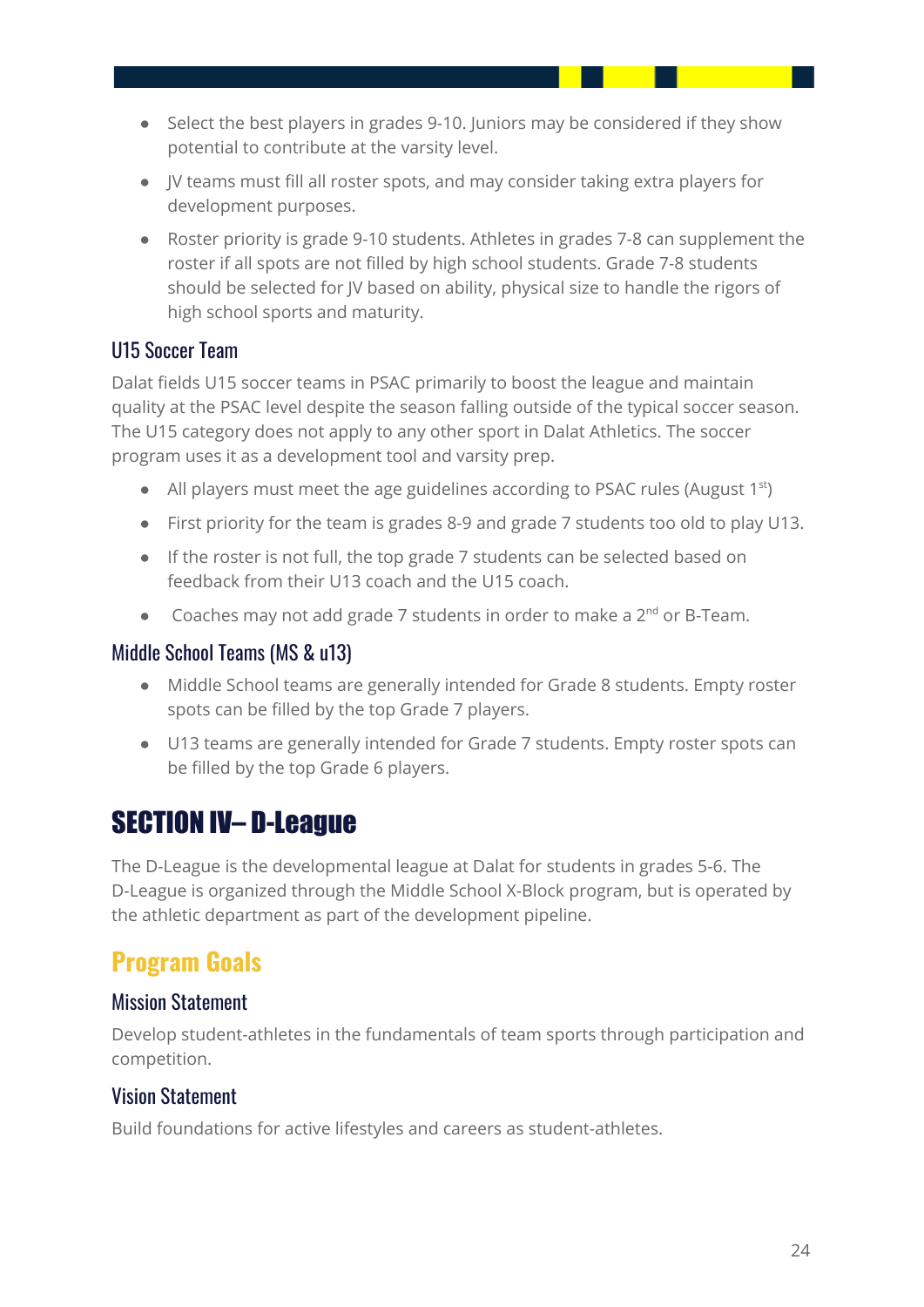- Select the best players in grades 9-10. Juniors may be considered if they show potential to contribute at the varsity level.
- JV teams must fill all roster spots, and may consider taking extra players for development purposes.
- Roster priority is grade 9-10 students. Athletes in grades 7-8 can supplement the roster if all spots are not filled by high school students. Grade 7-8 students should be selected for JV based on ability, physical size to handle the rigors of high school sports and maturity.

### U15 Soccer Team

Dalat fields U15 soccer teams in PSAC primarily to boost the league and maintain quality at the PSAC level despite the season falling outside of the typical soccer season. The U15 category does not apply to any other sport in Dalat Athletics. The soccer program uses it as a development tool and varsity prep.

- All players must meet the age guidelines according to PSAC rules (August 1st)
- First priority for the team is grades 8-9 and grade 7 students too old to play U13.
- If the roster is not full, the top grade 7 students can be selected based on feedback from their U13 coach and the U15 coach.
- Coaches may not add grade 7 students in order to make a 2nd or B-Team.

### Middle School Teams (MS & u13)

- Middle School teams are generally intended for Grade 8 students. Empty roster spots can be filled by the top Grade 7 players.
- U13 teams are generally intended for Grade 7 students. Empty roster spots can be filled by the top Grade 6 players.

# SECTION IV– D-League

The D-League is the developmental league at Dalat for students in grades 5-6. The D-League is organized through the Middle School X-Block program, but is operated by the athletic department as part of the development pipeline.

## Program Goals

### Mission Statement

Develop student-athletes in the fundamentals of team sports through participation and competition.

### Vision Statement

Build foundations for active lifestyles and careers as student-athletes.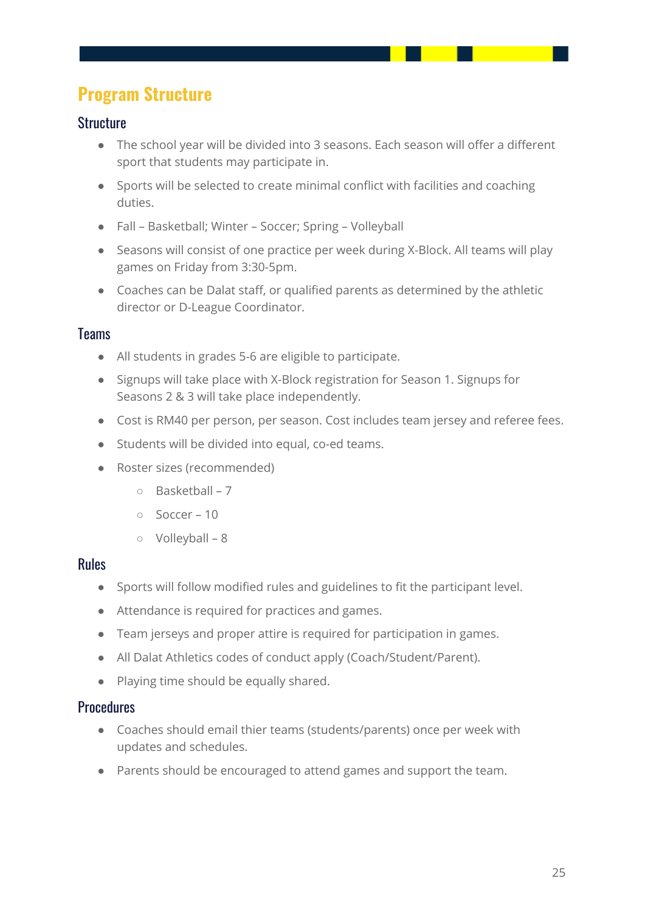# Program Structure

## Structure

- The school year will be divided into 3 seasons. Each season will offer a different sport that students may participate in.
- Sports will be selected to create minimal conflict with facilities and coaching duties.
- Fall – Basketball; Winter – Soccer; Spring – Volleyball
- Seasons will consist of one practice per week during X-Block. All teams will play games on Friday from 3:30-5pm.
- Coaches can be Dalat staff, or qualified parents as determined by the athletic director or D-League Coordinator.

## Teams

- All students in grades 5-6 are eligible to participate.
- Signups will take place with X-Block registration for Season 1. Signups for Seasons 2 & 3 will take place independently.
- Cost is RM40 per person, per season. Cost includes team jersey and referee fees.
- Students will be divided into equal, co-ed teams.
- Roster sizes (recommended)
  - Basketball – 7
  - Soccer – 10
  - Volleyball – 8

## Rules

- Sports will follow modified rules and guidelines to fit the participant level.
- Attendance is required for practices and games.
- Team jerseys and proper attire is required for participation in games.
- All Dalat Athletics codes of conduct apply (Coach/Student/Parent).
- Playing time should be equally shared.

## Procedures

- Coaches should email thier teams (students/parents) once per week with updates and schedules.
- Parents should be encouraged to attend games and support the team.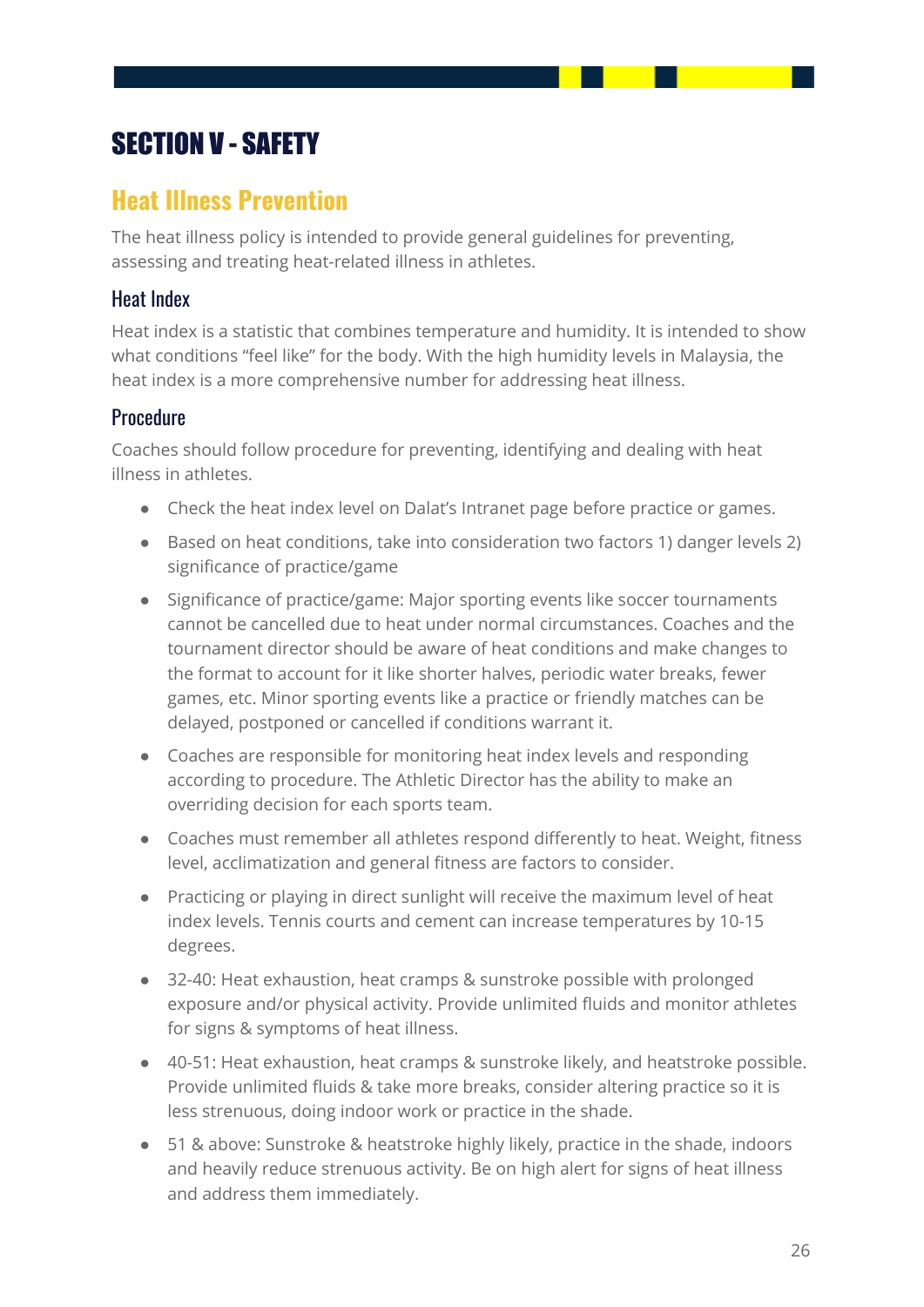# SECTION V - SAFETY

## Heat Illness Prevention

The heat illness policy is intended to provide general guidelines for preventing, assessing and treating heat-related illness in athletes.

### Heat Index

Heat index is a statistic that combines temperature and humidity. It is intended to show what conditions "feel like" for the body. With the high humidity levels in Malaysia, the heat index is a more comprehensive number for addressing heat illness.

### Procedure

Coaches should follow procedure for preventing, identifying and dealing with heat illness in athletes.

- Check the heat index level on Dalat's Intranet page before practice or games.
- Based on heat conditions, take into consideration two factors 1) danger levels 2) significance of practice/game
- Significance of practice/game: Major sporting events like soccer tournaments cannot be cancelled due to heat under normal circumstances. Coaches and the tournament director should be aware of heat conditions and make changes to the format to account for it like shorter halves, periodic water breaks, fewer games, etc. Minor sporting events like a practice or friendly matches can be delayed, postponed or cancelled if conditions warrant it.
- Coaches are responsible for monitoring heat index levels and responding according to procedure. The Athletic Director has the ability to make an overriding decision for each sports team.
- Coaches must remember all athletes respond differently to heat. Weight, fitness level, acclimatization and general fitness are factors to consider.
- Practicing or playing in direct sunlight will receive the maximum level of heat index levels. Tennis courts and cement can increase temperatures by 10-15 degrees.
- 32-40: Heat exhaustion, heat cramps & sunstroke possible with prolonged exposure and/or physical activity. Provide unlimited fluids and monitor athletes for signs & symptoms of heat illness.
- 40-51: Heat exhaustion, heat cramps & sunstroke likely, and heatstroke possible. Provide unlimited fluids & take more breaks, consider altering practice so it is less strenuous, doing indoor work or practice in the shade.
- 51 & above: Sunstroke & heatstroke highly likely, practice in the shade, indoors and heavily reduce strenuous activity. Be on high alert for signs of heat illness and address them immediately.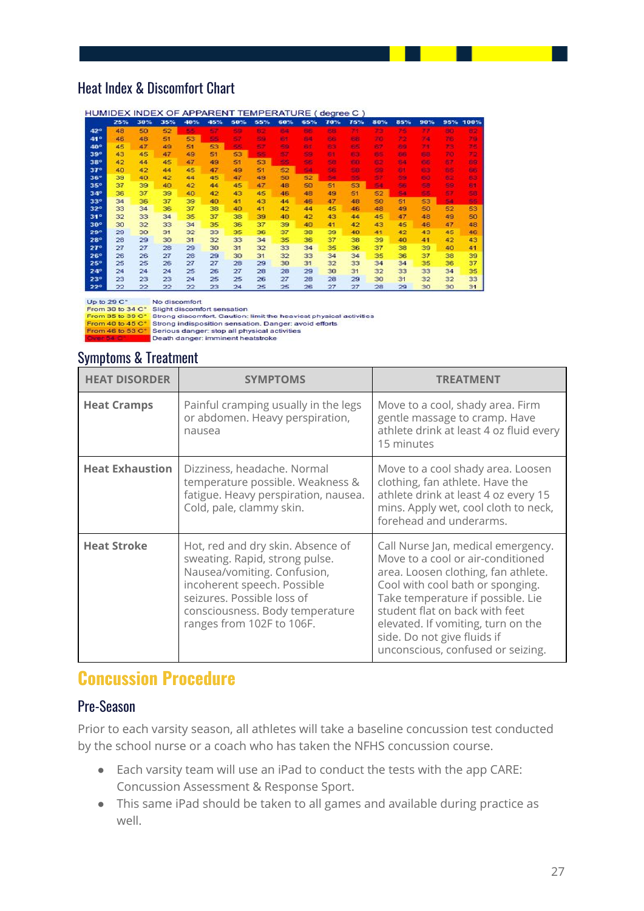## Heat Index & Discomfort Chart

HUMIDEX INDEX OF APPARENT TEMPERATURE ( degree C )

| | 25% | 30% | 35% | 40% | 45% | 50% | 55% | 60% | 65% | 70% | 75% | 80% | 85% | 90% | 95% | 100% |
|---|---|---|---|---|---|---|---|---|---|---|---|---|---|---|---|---|
| 42° | 48 | 50 | 52 | 55 | 57 | 59 | 62 | 64 | 66 | 68 | 71 | 73 | 75 | 77 | 80 | 82 |
| 41° | 46 | 48 | 51 | 53 | 55 | 57 | 59 | 61 | 64 | 66 | 68 | 70 | 72 | 74 | 76 | 78 |
| 40° | 45 | 47 | 49 | 51 | 53 | 55 | 57 | 59 | 61 | 63 | 65 | 67 | 69 | 71 | 73 | 75 |
| 39° | 43 | 45 | 47 | 49 | 51 | 53 | 55 | 57 | 59 | 61 | 63 | 65 | 66 | 68 | 70 | 72 |
| 38° | 42 | 44 | 45 | 47 | 49 | 51 | 53 | 55 | 56 | 58 | 60 | 62 | 64 | 66 | 67 | 69 |
| 37° | 40 | 42 | 44 | 45 | 47 | 49 | 51 | 52 | 54 | 56 | 58 | 59 | 61 | 63 | 65 | 66 |
| 36° | 39 | 40 | 42 | 44 | 45 | 47 | 49 | 50 | 52 | 54 | 55 | 57 | 59 | 60 | 62 | 63 |
| 35° | 37 | 39 | 40 | 42 | 44 | 45 | 47 | 48 | 50 | 51 | 53 | 54 | 56 | 58 | 59 | 61 |
| 34° | 36 | 37 | 39 | 40 | 42 | 43 | 45 | 46 | 48 | 49 | 51 | 52 | 54 | 55 | 57 | 58 |
| 33° | 34 | 36 | 37 | 39 | 40 | 41 | 43 | 44 | 46 | 47 | 48 | 50 | 51 | 53 | 54 | 55 |
| 32° | 33 | 34 | 36 | 37 | 38 | 40 | 41 | 42 | 44 | 45 | 46 | 48 | 49 | 50 | 52 | 53 |
| 31° | 32 | 33 | 34 | 35 | 37 | 38 | 39 | 40 | 42 | 43 | 44 | 45 | 47 | 48 | 49 | 50 |
| 30° | 30 | 32 | 33 | 34 | 35 | 36 | 37 | 39 | 40 | 41 | 42 | 43 | 45 | 46 | 47 | 48 |
| 29° | 29 | 30 | 31 | 32 | 33 | 35 | 36 | 37 | 38 | 39 | 40 | 41 | 42 | 43 | 45 | 46 |
| 28° | 28 | 29 | 30 | 31 | 32 | 33 | 34 | 35 | 36 | 37 | 38 | 39 | 40 | 41 | 42 | 43 |
| 27° | 27 | 27 | 28 | 29 | 30 | 31 | 32 | 33 | 34 | 35 | 36 | 37 | 38 | 39 | 40 | 41 |
| 26° | 26 | 26 | 27 | 28 | 29 | 30 | 31 | 32 | 33 | 34 | 34 | 35 | 36 | 37 | 38 | 39 |
| 25° | 25 | 25 | 26 | 27 | 27 | 28 | 29 | 30 | 31 | 32 | 33 | 34 | 34 | 35 | 36 | 37 |
| 24° | 24 | 24 | 24 | 25 | 26 | 27 | 28 | 28 | 29 | 30 | 31 | 32 | 33 | 33 | 34 | 35 |
| 23° | 23 | 23 | 23 | 24 | 24 | 25 | 25 | 26 | 27 | 28 | 29 | 30 | 31 | 32 | 32 | 33 |
| 22° | 22 | 22 | 22 | 22 | 23 | 24 | 25 | 25 | 26 | 27 | 27 | 28 | 29 | 30 | 30 | 31 |

| Range | Effect |
|---|---|
| Up to 29 C° | No discomfort |
| From 30 to 34 C° | Slight discomfort sensation |
| From 35 to 39 C° | Strong discomfort. Caution: limit the heaviest physical activities |
| From 40 to 45 C° | Strong indisposition sensation. Danger: avoid efforts |
| From 46 to 53 C° | Serious danger: stop all physical activities |
| Over 54 C° | Death danger: imminent heatstroke |

## Symptoms & Treatment

| HEAT DISORDER | SYMPTOMS | TREATMENT |
|---|---|---|
| **Heat Cramps** | Painful cramping usually in the legs or abdomen. Heavy perspiration, nausea | Move to a cool, shady area. Firm gentle massage to cramp. Have athlete drink at least 4 oz fluid every 15 minutes |
| **Heat Exhaustion** | Dizziness, headache. Normal temperature possible. Weakness & fatigue. Heavy perspiration, nausea. Cold, pale, clammy skin. | Move to a cool shady area. Loosen clothing, fan athlete. Have the athlete drink at least 4 oz every 15 mins. Apply wet, cool cloth to neck, forehead and underarms. |
| **Heat Stroke** | Hot, red and dry skin. Absence of sweating. Rapid, strong pulse. Nausea/vomiting. Confusion, incoherent speech. Possible seizures. Possible loss of consciousness. Body temperature ranges from 102F to 106F. | Call Nurse Jan, medical emergency. Move to a cool or air-conditioned area. Loosen clothing, fan athlete. Cool with cool bath or sponging. Take temperature if possible. Lie student flat on back with feet elevated. If vomiting, turn on the side. Do not give fluids if unconscious, confused or seizing. |

# Concussion Procedure

## Pre-Season

Prior to each varsity season, all athletes will take a baseline concussion test conducted by the school nurse or a coach who has taken the NFHS concussion course.

- Each varsity team will use an iPad to conduct the tests with the app CARE: Concussion Assessment & Response Sport.
- This same iPad should be taken to all games and available during practice as well.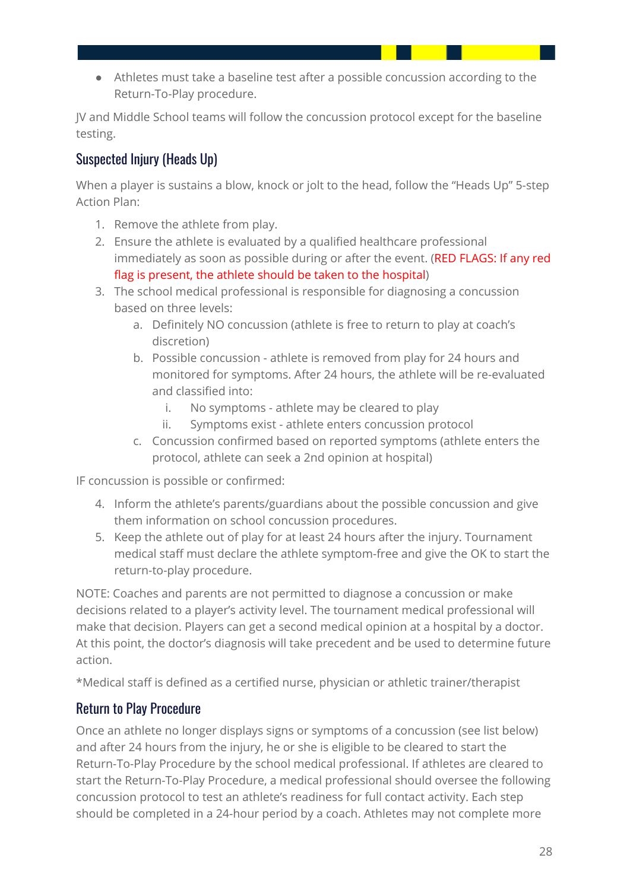- Athletes must take a baseline test after a possible concussion according to the Return-To-Play procedure.

JV and Middle School teams will follow the concussion protocol except for the baseline testing.

## Suspected Injury (Heads Up)

When a player is sustains a blow, knock or jolt to the head, follow the “Heads Up” 5-step Action Plan:

1. Remove the athlete from play.
2. Ensure the athlete is evaluated by a qualified healthcare professional immediately as soon as possible during or after the event. (RED FLAGS: If any red flag is present, the athlete should be taken to the hospital)
3. The school medical professional is responsible for diagnosing a concussion based on three levels:
   a. Definitely NO concussion (athlete is free to return to play at coach’s discretion)
   b. Possible concussion - athlete is removed from play for 24 hours and monitored for symptoms. After 24 hours, the athlete will be re-evaluated and classified into:
      i. No symptoms - athlete may be cleared to play
      ii. Symptoms exist - athlete enters concussion protocol
   c. Concussion confirmed based on reported symptoms (athlete enters the protocol, athlete can seek a 2nd opinion at hospital)

IF concussion is possible or confirmed:

4. Inform the athlete’s parents/guardians about the possible concussion and give them information on school concussion procedures.
5. Keep the athlete out of play for at least 24 hours after the injury. Tournament medical staff must declare the athlete symptom-free and give the OK to start the return-to-play procedure.

NOTE: Coaches and parents are not permitted to diagnose a concussion or make decisions related to a player’s activity level. The tournament medical professional will make that decision. Players can get a second medical opinion at a hospital by a doctor. At this point, the doctor’s diagnosis will take precedent and be used to determine future action.

*Medical staff is defined as a certified nurse, physician or athletic trainer/therapist

## Return to Play Procedure

Once an athlete no longer displays signs or symptoms of a concussion (see list below) and after 24 hours from the injury, he or she is eligible to be cleared to start the Return-To-Play Procedure by the school medical professional. If athletes are cleared to start the Return-To-Play Procedure, a medical professional should oversee the following concussion protocol to test an athlete’s readiness for full contact activity. Each step should be completed in a 24-hour period by a coach. Athletes may not complete more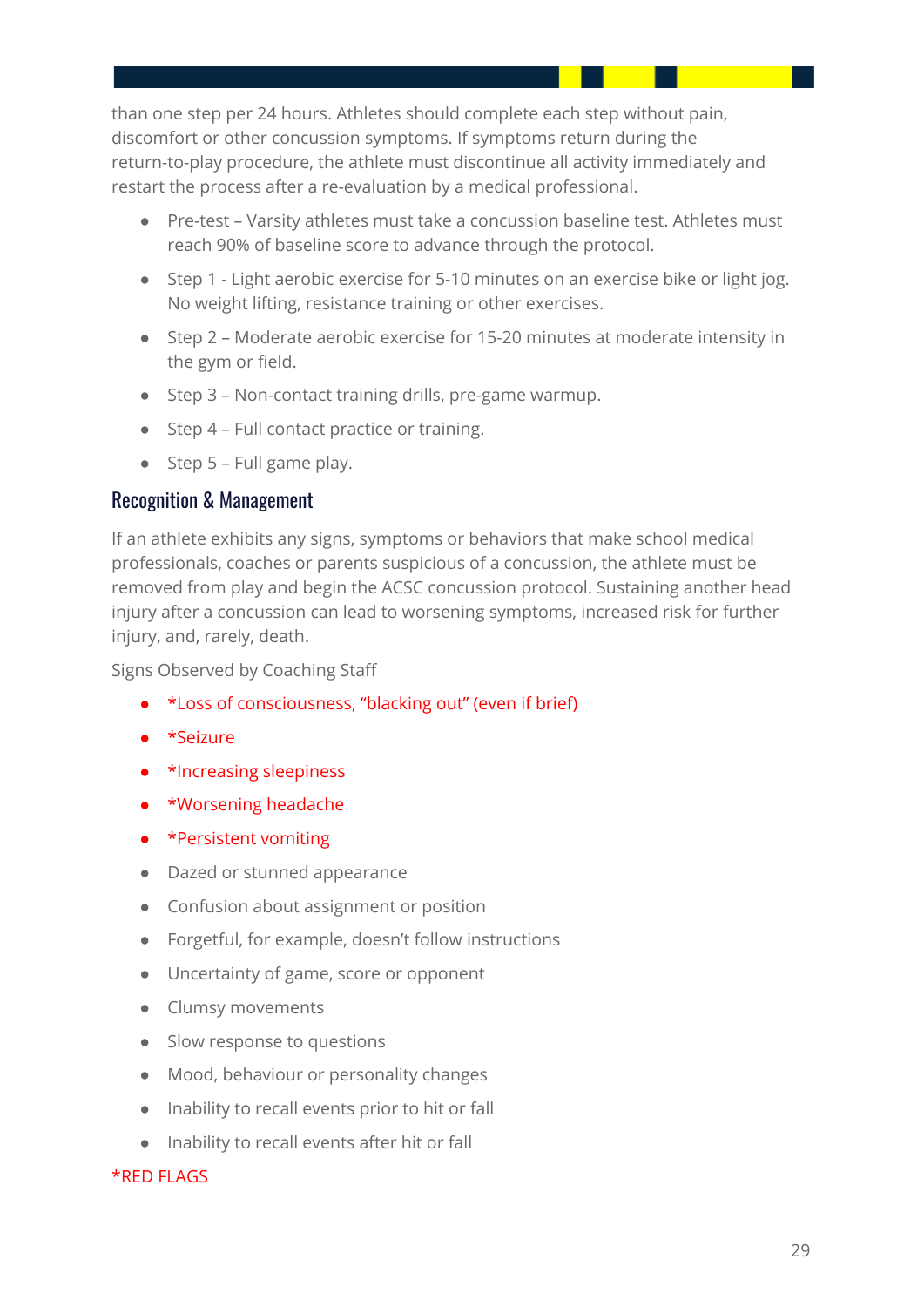than one step per 24 hours. Athletes should complete each step without pain, discomfort or other concussion symptoms. If symptoms return during the return-to-play procedure, the athlete must discontinue all activity immediately and restart the process after a re-evaluation by a medical professional.

- Pre-test – Varsity athletes must take a concussion baseline test. Athletes must reach 90% of baseline score to advance through the protocol.
- Step 1 - Light aerobic exercise for 5-10 minutes on an exercise bike or light jog. No weight lifting, resistance training or other exercises.
- Step 2 – Moderate aerobic exercise for 15-20 minutes at moderate intensity in the gym or field.
- Step 3 – Non-contact training drills, pre-game warmup.
- Step 4 – Full contact practice or training.
- Step 5 – Full game play.

## Recognition & Management

If an athlete exhibits any signs, symptoms or behaviors that make school medical professionals, coaches or parents suspicious of a concussion, the athlete must be removed from play and begin the ACSC concussion protocol. Sustaining another head injury after a concussion can lead to worsening symptoms, increased risk for further injury, and, rarely, death.

Signs Observed by Coaching Staff

- *Loss of consciousness, "blacking out" (even if brief)
- *Seizure
- *Increasing sleepiness
- *Worsening headache
- *Persistent vomiting
- Dazed or stunned appearance
- Confusion about assignment or position
- Forgetful, for example, doesn't follow instructions
- Uncertainty of game, score or opponent
- Clumsy movements
- Slow response to questions
- Mood, behaviour or personality changes
- Inability to recall events prior to hit or fall
- Inability to recall events after hit or fall

*RED FLAGS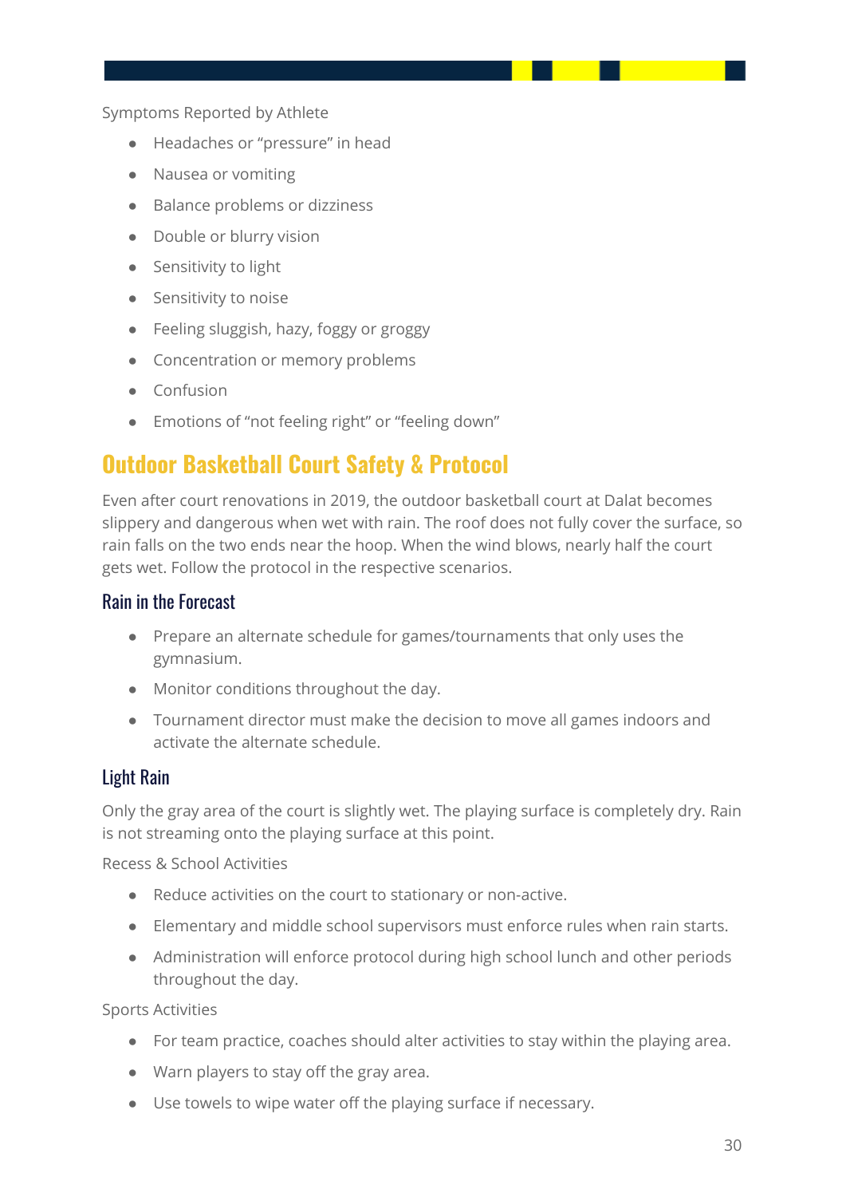Symptoms Reported by Athlete

- Headaches or "pressure" in head
- Nausea or vomiting
- Balance problems or dizziness
- Double or blurry vision
- Sensitivity to light
- Sensitivity to noise
- Feeling sluggish, hazy, foggy or groggy
- Concentration or memory problems
- Confusion
- Emotions of "not feeling right" or "feeling down"

## Outdoor Basketball Court Safety & Protocol

Even after court renovations in 2019, the outdoor basketball court at Dalat becomes slippery and dangerous when wet with rain. The roof does not fully cover the surface, so rain falls on the two ends near the hoop. When the wind blows, nearly half the court gets wet. Follow the protocol in the respective scenarios.

### Rain in the Forecast

- Prepare an alternate schedule for games/tournaments that only uses the gymnasium.
- Monitor conditions throughout the day.
- Tournament director must make the decision to move all games indoors and activate the alternate schedule.

### Light Rain

Only the gray area of the court is slightly wet. The playing surface is completely dry. Rain is not streaming onto the playing surface at this point.

Recess & School Activities

- Reduce activities on the court to stationary or non-active.
- Elementary and middle school supervisors must enforce rules when rain starts.
- Administration will enforce protocol during high school lunch and other periods throughout the day.

Sports Activities

- For team practice, coaches should alter activities to stay within the playing area.
- Warn players to stay off the gray area.
- Use towels to wipe water off the playing surface if necessary.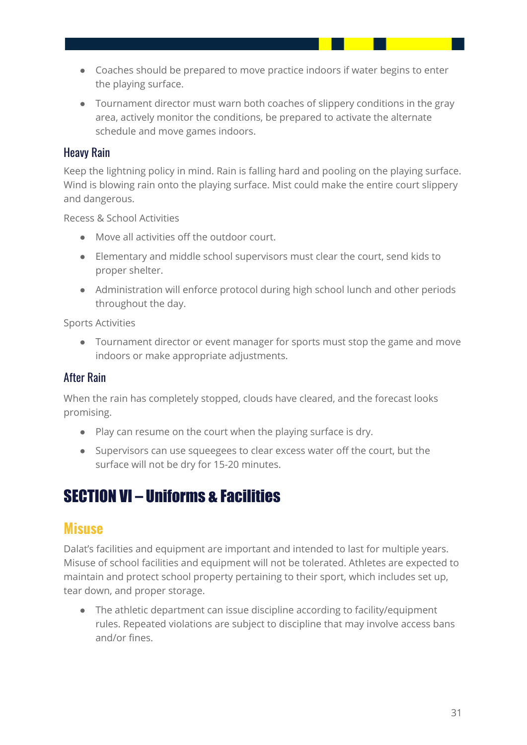- Coaches should be prepared to move practice indoors if water begins to enter the playing surface.
- Tournament director must warn both coaches of slippery conditions in the gray area, actively monitor the conditions, be prepared to activate the alternate schedule and move games indoors.

### Heavy Rain

Keep the lightning policy in mind. Rain is falling hard and pooling on the playing surface. Wind is blowing rain onto the playing surface. Mist could make the entire court slippery and dangerous.

Recess & School Activities

- Move all activities off the outdoor court.
- Elementary and middle school supervisors must clear the court, send kids to proper shelter.
- Administration will enforce protocol during high school lunch and other periods throughout the day.

Sports Activities

- Tournament director or event manager for sports must stop the game and move indoors or make appropriate adjustments.

### After Rain

When the rain has completely stopped, clouds have cleared, and the forecast looks promising.

- Play can resume on the court when the playing surface is dry.
- Supervisors can use squeegees to clear excess water off the court, but the surface will not be dry for 15-20 minutes.

# SECTION VI – Uniforms & Facilities

## Misuse

Dalat's facilities and equipment are important and intended to last for multiple years. Misuse of school facilities and equipment will not be tolerated. Athletes are expected to maintain and protect school property pertaining to their sport, which includes set up, tear down, and proper storage.

- The athletic department can issue discipline according to facility/equipment rules. Repeated violations are subject to discipline that may involve access bans and/or fines.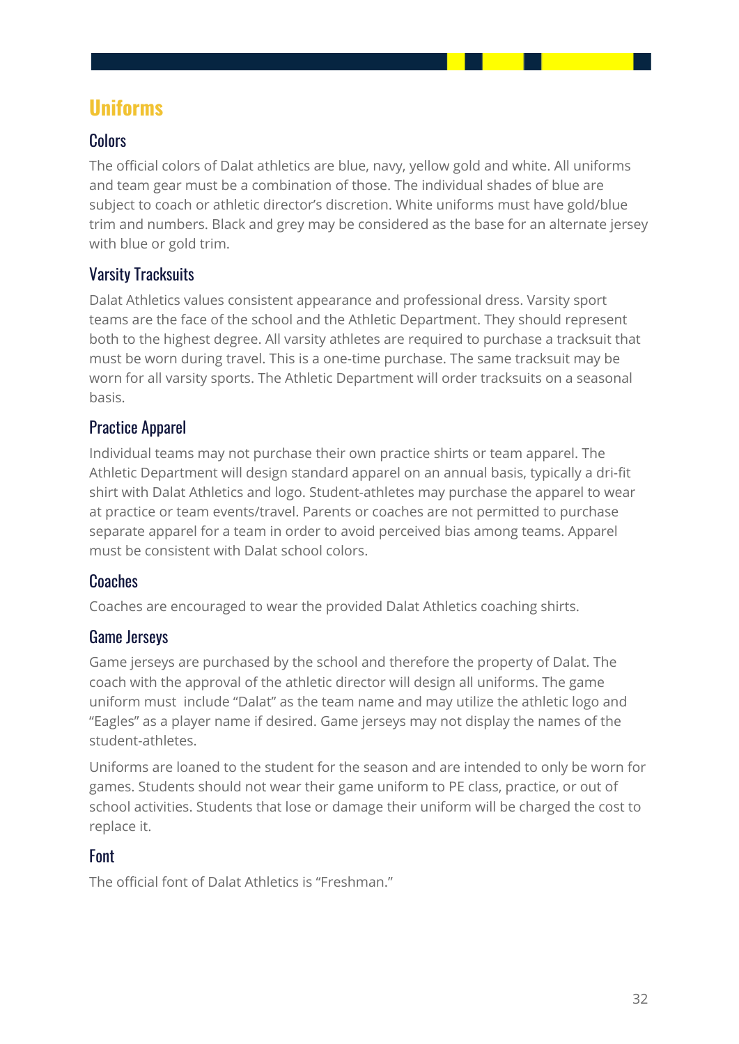# Uniforms

## Colors

The official colors of Dalat athletics are blue, navy, yellow gold and white. All uniforms and team gear must be a combination of those. The individual shades of blue are subject to coach or athletic director's discretion. White uniforms must have gold/blue trim and numbers. Black and grey may be considered as the base for an alternate jersey with blue or gold trim.

## Varsity Tracksuits

Dalat Athletics values consistent appearance and professional dress. Varsity sport teams are the face of the school and the Athletic Department. They should represent both to the highest degree. All varsity athletes are required to purchase a tracksuit that must be worn during travel. This is a one-time purchase. The same tracksuit may be worn for all varsity sports. The Athletic Department will order tracksuits on a seasonal basis.

## Practice Apparel

Individual teams may not purchase their own practice shirts or team apparel. The Athletic Department will design standard apparel on an annual basis, typically a dri-fit shirt with Dalat Athletics and logo. Student-athletes may purchase the apparel to wear at practice or team events/travel. Parents or coaches are not permitted to purchase separate apparel for a team in order to avoid perceived bias among teams. Apparel must be consistent with Dalat school colors.

## Coaches

Coaches are encouraged to wear the provided Dalat Athletics coaching shirts.

## Game Jerseys

Game jerseys are purchased by the school and therefore the property of Dalat. The coach with the approval of the athletic director will design all uniforms. The game uniform must include "Dalat" as the team name and may utilize the athletic logo and "Eagles" as a player name if desired. Game jerseys may not display the names of the student-athletes.

Uniforms are loaned to the student for the season and are intended to only be worn for games. Students should not wear their game uniform to PE class, practice, or out of school activities. Students that lose or damage their uniform will be charged the cost to replace it.

## Font

The official font of Dalat Athletics is "Freshman."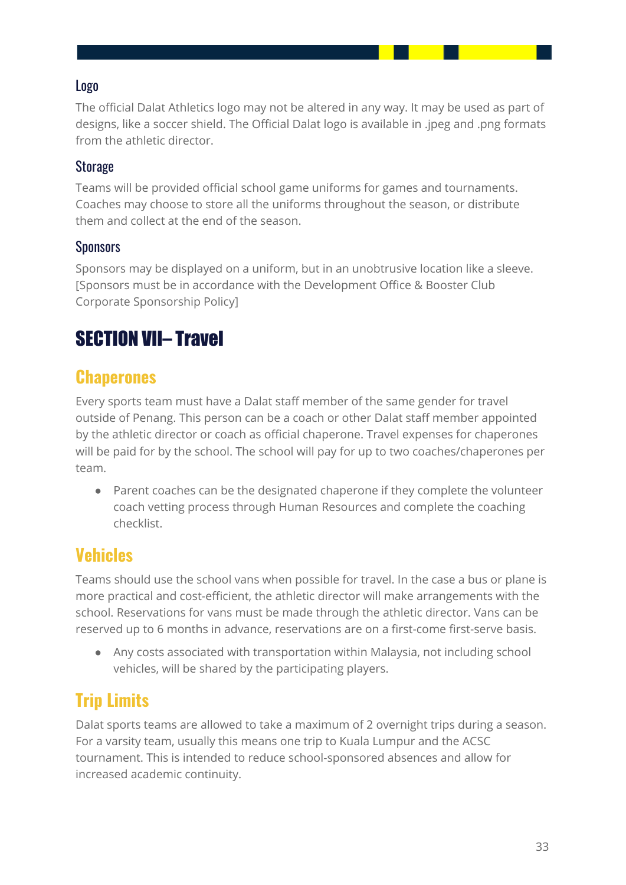### Logo

The official Dalat Athletics logo may not be altered in any way. It may be used as part of designs, like a soccer shield. The Official Dalat logo is available in .jpeg and .png formats from the athletic director.

### Storage

Teams will be provided official school game uniforms for games and tournaments. Coaches may choose to store all the uniforms throughout the season, or distribute them and collect at the end of the season.

### Sponsors

Sponsors may be displayed on a uniform, but in an unobtrusive location like a sleeve. [Sponsors must be in accordance with the Development Office & Booster Club Corporate Sponsorship Policy]

# SECTION VII– Travel

## Chaperones

Every sports team must have a Dalat staff member of the same gender for travel outside of Penang. This person can be a coach or other Dalat staff member appointed by the athletic director or coach as official chaperone. Travel expenses for chaperones will be paid for by the school. The school will pay for up to two coaches/chaperones per team.

- Parent coaches can be the designated chaperone if they complete the volunteer coach vetting process through Human Resources and complete the coaching checklist.

## Vehicles

Teams should use the school vans when possible for travel. In the case a bus or plane is more practical and cost-efficient, the athletic director will make arrangements with the school. Reservations for vans must be made through the athletic director. Vans can be reserved up to 6 months in advance, reservations are on a first-come first-serve basis.

- Any costs associated with transportation within Malaysia, not including school vehicles, will be shared by the participating players.

## Trip Limits

Dalat sports teams are allowed to take a maximum of 2 overnight trips during a season. For a varsity team, usually this means one trip to Kuala Lumpur and the ACSC tournament. This is intended to reduce school-sponsored absences and allow for increased academic continuity.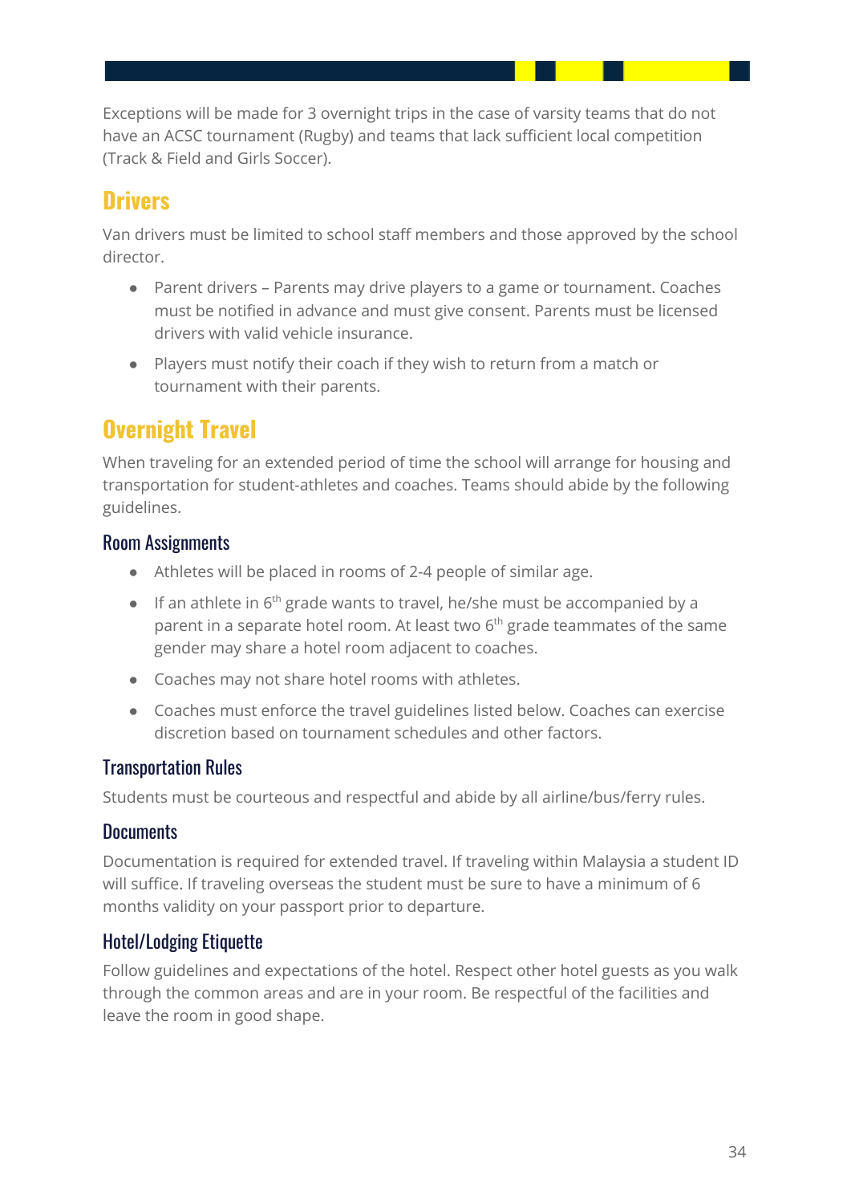Exceptions will be made for 3 overnight trips in the case of varsity teams that do not have an ACSC tournament (Rugby) and teams that lack sufficient local competition (Track & Field and Girls Soccer).

## Drivers

Van drivers must be limited to school staff members and those approved by the school director.

- Parent drivers – Parents may drive players to a game or tournament. Coaches must be notified in advance and must give consent. Parents must be licensed drivers with valid vehicle insurance.
- Players must notify their coach if they wish to return from a match or tournament with their parents.

## Overnight Travel

When traveling for an extended period of time the school will arrange for housing and transportation for student-athletes and coaches. Teams should abide by the following guidelines.

### Room Assignments

- Athletes will be placed in rooms of 2-4 people of similar age.
- If an athlete in 6th grade wants to travel, he/she must be accompanied by a parent in a separate hotel room. At least two 6th grade teammates of the same gender may share a hotel room adjacent to coaches.
- Coaches may not share hotel rooms with athletes.
- Coaches must enforce the travel guidelines listed below. Coaches can exercise discretion based on tournament schedules and other factors.

### Transportation Rules

Students must be courteous and respectful and abide by all airline/bus/ferry rules.

### Documents

Documentation is required for extended travel. If traveling within Malaysia a student ID will suffice. If traveling overseas the student must be sure to have a minimum of 6 months validity on your passport prior to departure.

### Hotel/Lodging Etiquette

Follow guidelines and expectations of the hotel. Respect other hotel guests as you walk through the common areas and are in your room. Be respectful of the facilities and leave the room in good shape.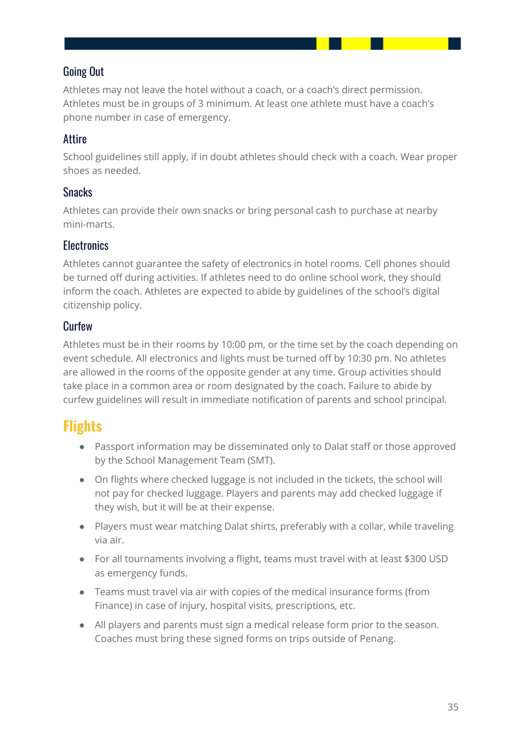### Going Out

Athletes may not leave the hotel without a coach, or a coach's direct permission. Athletes must be in groups of 3 minimum. At least one athlete must have a coach's phone number in case of emergency.

### Attire

School guidelines still apply, if in doubt athletes should check with a coach. Wear proper shoes as needed.

### Snacks

Athletes can provide their own snacks or bring personal cash to purchase at nearby mini-marts.

### Electronics

Athletes cannot guarantee the safety of electronics in hotel rooms. Cell phones should be turned off during activities. If athletes need to do online school work, they should inform the coach. Athletes are expected to abide by guidelines of the school's digital citizenship policy.

### Curfew

Athletes must be in their rooms by 10:00 pm, or the time set by the coach depending on event schedule. All electronics and lights must be turned off by 10:30 pm. No athletes are allowed in the rooms of the opposite gender at any time. Group activities should take place in a common area or room designated by the coach. Failure to abide by curfew guidelines will result in immediate notification of parents and school principal.

## Flights

- Passport information may be disseminated only to Dalat staff or those approved by the School Management Team (SMT).
- On flights where checked luggage is not included in the tickets, the school will not pay for checked luggage. Players and parents may add checked luggage if they wish, but it will be at their expense.
- Players must wear matching Dalat shirts, preferably with a collar, while traveling via air.
- For all tournaments involving a flight, teams must travel with at least $300 USD as emergency funds.
- Teams must travel via air with copies of the medical insurance forms (from Finance) in case of injury, hospital visits, prescriptions, etc.
- All players and parents must sign a medical release form prior to the season. Coaches must bring these signed forms on trips outside of Penang.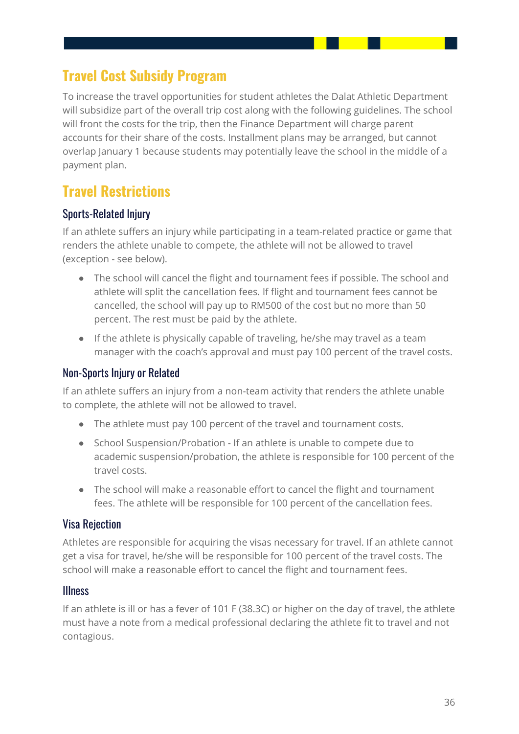## Travel Cost Subsidy Program

To increase the travel opportunities for student athletes the Dalat Athletic Department will subsidize part of the overall trip cost along with the following guidelines. The school will front the costs for the trip, then the Finance Department will charge parent accounts for their share of the costs. Installment plans may be arranged, but cannot overlap January 1 because students may potentially leave the school in the middle of a payment plan.

## Travel Restrictions

### Sports-Related Injury

If an athlete suffers an injury while participating in a team-related practice or game that renders the athlete unable to compete, the athlete will not be allowed to travel (exception - see below).

- The school will cancel the flight and tournament fees if possible. The school and athlete will split the cancellation fees. If flight and tournament fees cannot be cancelled, the school will pay up to RM500 of the cost but no more than 50 percent. The rest must be paid by the athlete.
- If the athlete is physically capable of traveling, he/she may travel as a team manager with the coach's approval and must pay 100 percent of the travel costs.

### Non-Sports Injury or Related

If an athlete suffers an injury from a non-team activity that renders the athlete unable to complete, the athlete will not be allowed to travel.

- The athlete must pay 100 percent of the travel and tournament costs.
- School Suspension/Probation - If an athlete is unable to compete due to academic suspension/probation, the athlete is responsible for 100 percent of the travel costs.
- The school will make a reasonable effort to cancel the flight and tournament fees. The athlete will be responsible for 100 percent of the cancellation fees.

### Visa Rejection

Athletes are responsible for acquiring the visas necessary for travel. If an athlete cannot get a visa for travel, he/she will be responsible for 100 percent of the travel costs. The school will make a reasonable effort to cancel the flight and tournament fees.

### Illness

If an athlete is ill or has a fever of 101 F (38.3C) or higher on the day of travel, the athlete must have a note from a medical professional declaring the athlete fit to travel and not contagious.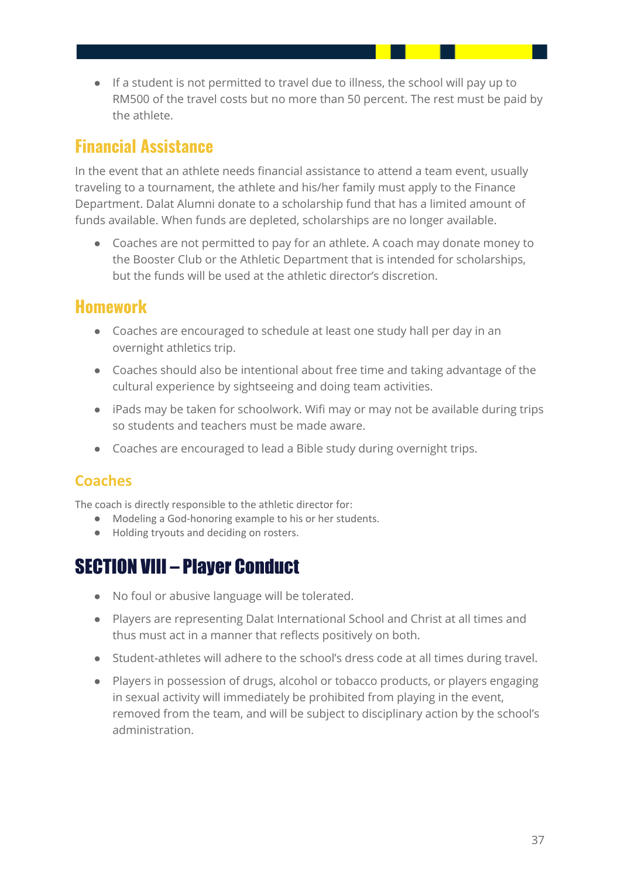- If a student is not permitted to travel due to illness, the school will pay up to RM500 of the travel costs but no more than 50 percent. The rest must be paid by the athlete.

## Financial Assistance

In the event that an athlete needs financial assistance to attend a team event, usually traveling to a tournament, the athlete and his/her family must apply to the Finance Department. Dalat Alumni donate to a scholarship fund that has a limited amount of funds available. When funds are depleted, scholarships are no longer available.

- Coaches are not permitted to pay for an athlete. A coach may donate money to the Booster Club or the Athletic Department that is intended for scholarships, but the funds will be used at the athletic director's discretion.

## Homework

- Coaches are encouraged to schedule at least one study hall per day in an overnight athletics trip.
- Coaches should also be intentional about free time and taking advantage of the cultural experience by sightseeing and doing team activities.
- iPads may be taken for schoolwork. Wifi may or may not be available during trips so students and teachers must be made aware.
- Coaches are encouraged to lead a Bible study during overnight trips.

### Coaches

The coach is directly responsible to the athletic director for:

- Modeling a God-honoring example to his or her students.
- Holding tryouts and deciding on rosters.

# SECTION VIII – Player Conduct

- No foul or abusive language will be tolerated.
- Players are representing Dalat International School and Christ at all times and thus must act in a manner that reflects positively on both.
- Student-athletes will adhere to the school's dress code at all times during travel.
- Players in possession of drugs, alcohol or tobacco products, or players engaging in sexual activity will immediately be prohibited from playing in the event, removed from the team, and will be subject to disciplinary action by the school's administration.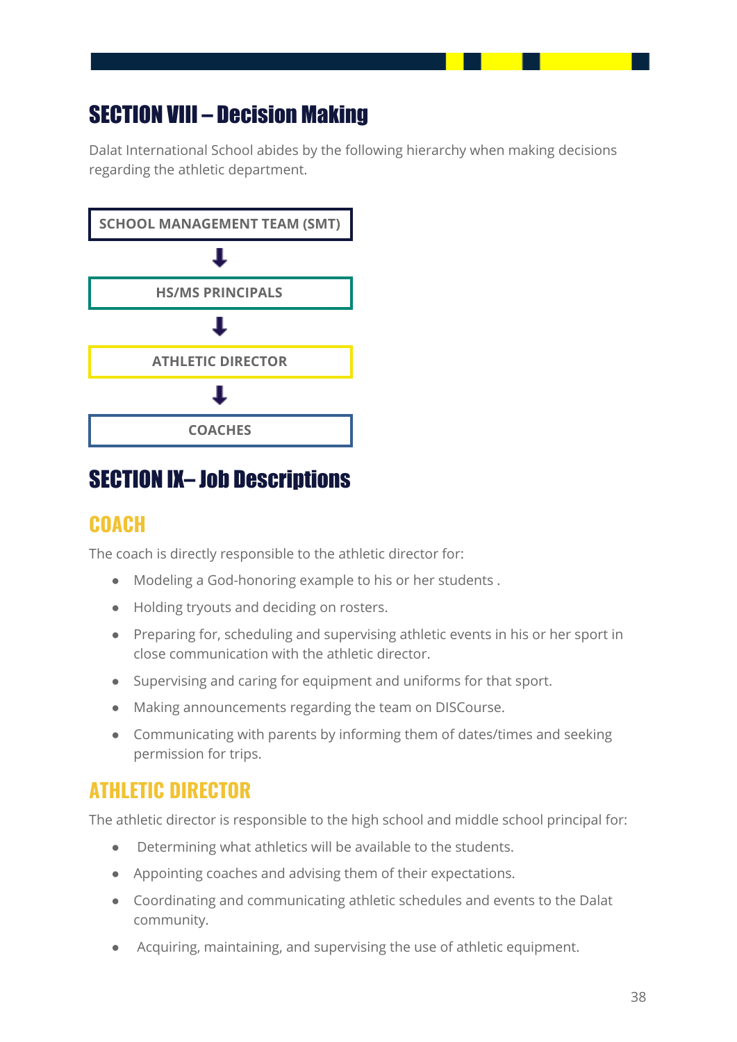# SECTION VIII – Decision Making

Dalat International School abides by the following hierarchy when making decisions regarding the athletic department.

SCHOOL MANAGEMENT TEAM (SMT)

↓

HS/MS PRINCIPALS

↓

ATHLETIC DIRECTOR

↓

COACHES

# SECTION IX– Job Descriptions

## COACH

The coach is directly responsible to the athletic director for:

- Modeling a God-honoring example to his or her students .
- Holding tryouts and deciding on rosters.
- Preparing for, scheduling and supervising athletic events in his or her sport in close communication with the athletic director.
- Supervising and caring for equipment and uniforms for that sport.
- Making announcements regarding the team on DISCourse.
- Communicating with parents by informing them of dates/times and seeking permission for trips.

## ATHLETIC DIRECTOR

The athletic director is responsible to the high school and middle school principal for:

- Determining what athletics will be available to the students.
- Appointing coaches and advising them of their expectations.
- Coordinating and communicating athletic schedules and events to the Dalat community.
- Acquiring, maintaining, and supervising the use of athletic equipment.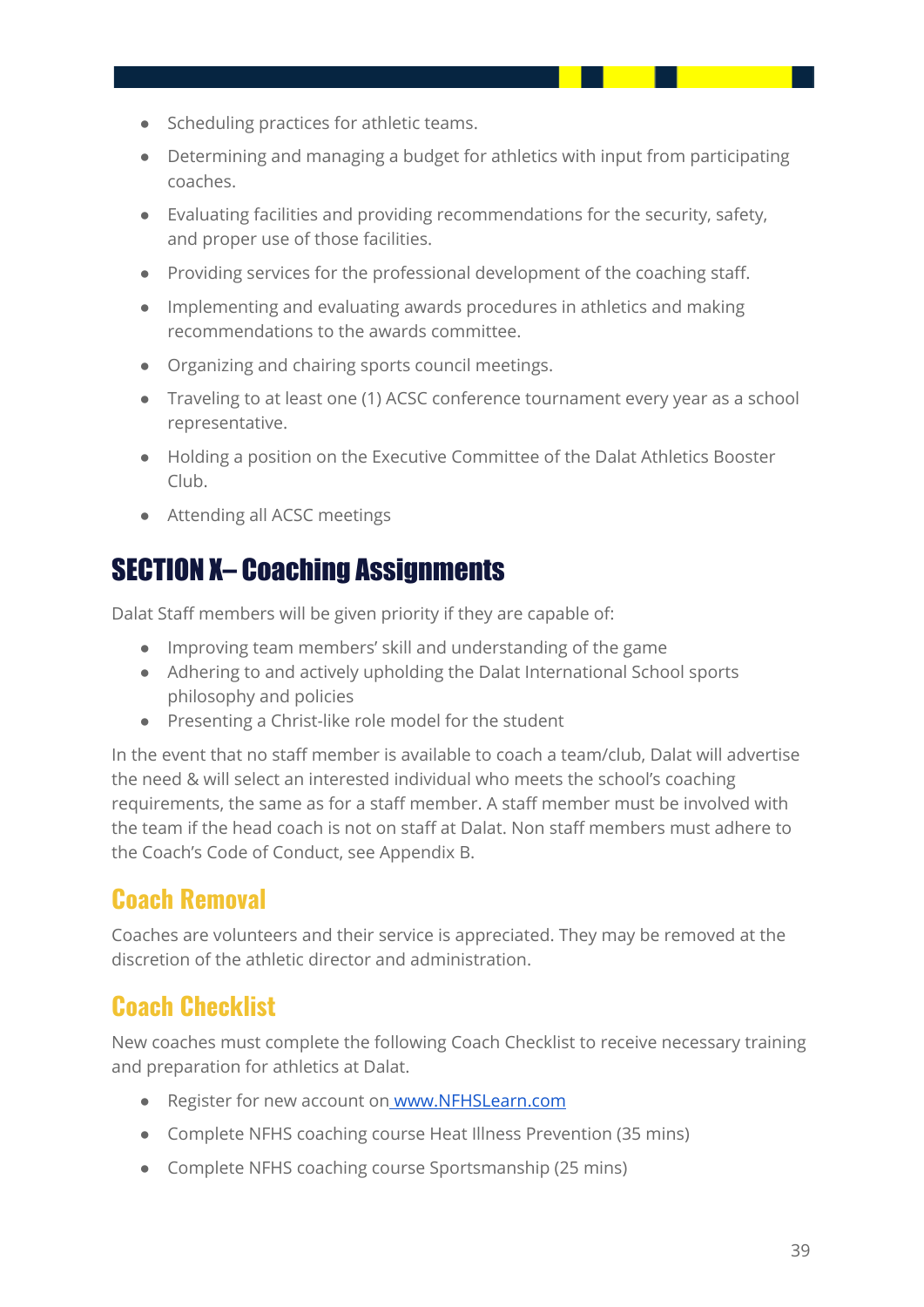- Scheduling practices for athletic teams.
- Determining and managing a budget for athletics with input from participating coaches.
- Evaluating facilities and providing recommendations for the security, safety, and proper use of those facilities.
- Providing services for the professional development of the coaching staff.
- Implementing and evaluating awards procedures in athletics and making recommendations to the awards committee.
- Organizing and chairing sports council meetings.
- Traveling to at least one (1) ACSC conference tournament every year as a school representative.
- Holding a position on the Executive Committee of the Dalat Athletics Booster Club.
- Attending all ACSC meetings

# SECTION X– Coaching Assignments

Dalat Staff members will be given priority if they are capable of:

- Improving team members' skill and understanding of the game
- Adhering to and actively upholding the Dalat International School sports philosophy and policies
- Presenting a Christ-like role model for the student

In the event that no staff member is available to coach a team/club, Dalat will advertise the need & will select an interested individual who meets the school's coaching requirements, the same as for a staff member. A staff member must be involved with the team if the head coach is not on staff at Dalat. Non staff members must adhere to the Coach's Code of Conduct, see Appendix B.

## Coach Removal

Coaches are volunteers and their service is appreciated. They may be removed at the discretion of the athletic director and administration.

## Coach Checklist

New coaches must complete the following Coach Checklist to receive necessary training and preparation for athletics at Dalat.

- Register for new account on [www.NFHSLearn.com](http://www.NFHSLearn.com)
- Complete NFHS coaching course Heat Illness Prevention (35 mins)
- Complete NFHS coaching course Sportsmanship (25 mins)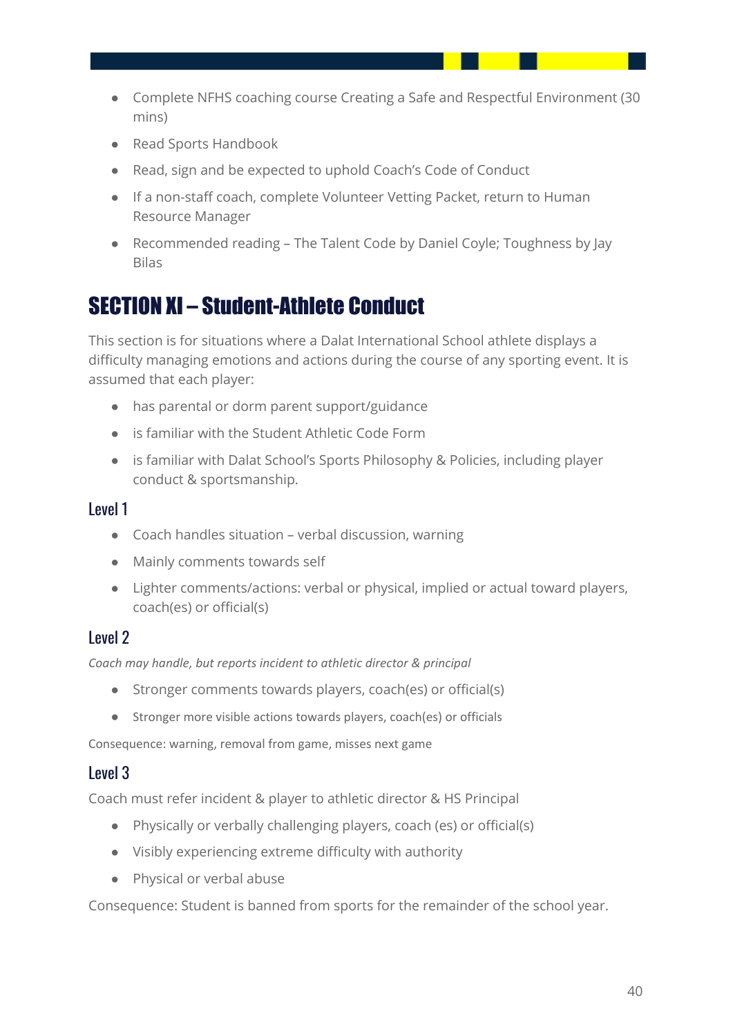- Complete NFHS coaching course Creating a Safe and Respectful Environment (30 mins)
- Read Sports Handbook
- Read, sign and be expected to uphold Coach's Code of Conduct
- If a non-staff coach, complete Volunteer Vetting Packet, return to Human Resource Manager
- Recommended reading – The Talent Code by Daniel Coyle; Toughness by Jay Bilas

## SECTION XI – Student-Athlete Conduct

This section is for situations where a Dalat International School athlete displays a difficulty managing emotions and actions during the course of any sporting event. It is assumed that each player:

- has parental or dorm parent support/guidance
- is familiar with the Student Athletic Code Form
- is familiar with Dalat School's Sports Philosophy & Policies, including player conduct & sportsmanship.

### Level 1

- Coach handles situation – verbal discussion, warning
- Mainly comments towards self
- Lighter comments/actions: verbal or physical, implied or actual toward players, coach(es) or official(s)

### Level 2

*Coach may handle, but reports incident to athletic director & principal*

- Stronger comments towards players, coach(es) or official(s)
- Stronger more visible actions towards players, coach(es) or officials

Consequence: warning, removal from game, misses next game

### Level 3

Coach must refer incident & player to athletic director & HS Principal

- Physically or verbally challenging players, coach (es) or official(s)
- Visibly experiencing extreme difficulty with authority
- Physical or verbal abuse

Consequence: Student is banned from sports for the remainder of the school year.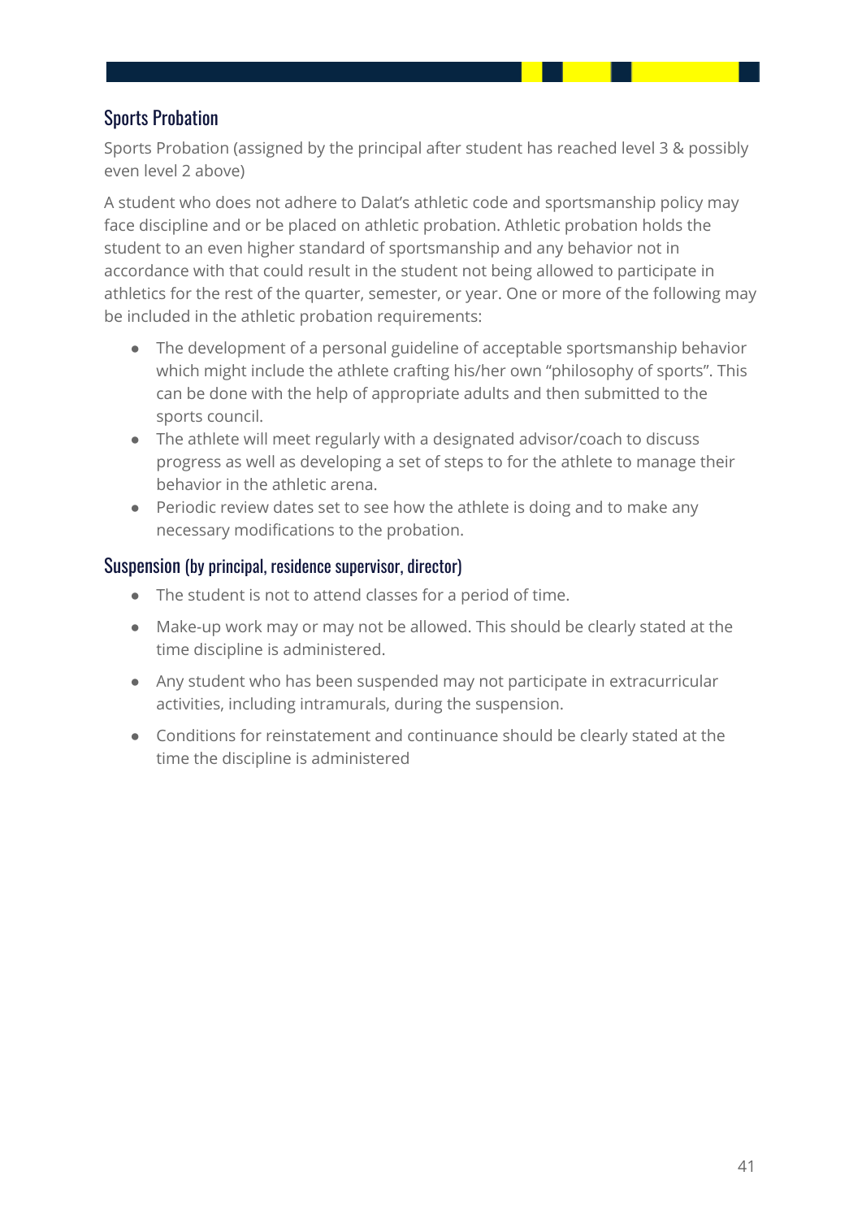## Sports Probation

Sports Probation (assigned by the principal after student has reached level 3 & possibly even level 2 above)

A student who does not adhere to Dalat's athletic code and sportsmanship policy may face discipline and or be placed on athletic probation. Athletic probation holds the student to an even higher standard of sportsmanship and any behavior not in accordance with that could result in the student not being allowed to participate in athletics for the rest of the quarter, semester, or year. One or more of the following may be included in the athletic probation requirements:

- The development of a personal guideline of acceptable sportsmanship behavior which might include the athlete crafting his/her own "philosophy of sports". This can be done with the help of appropriate adults and then submitted to the sports council.
- The athlete will meet regularly with a designated advisor/coach to discuss progress as well as developing a set of steps to for the athlete to manage their behavior in the athletic arena.
- Periodic review dates set to see how the athlete is doing and to make any necessary modifications to the probation.

## Suspension (by principal, residence supervisor, director)

- The student is not to attend classes for a period of time.
- Make-up work may or may not be allowed. This should be clearly stated at the time discipline is administered.
- Any student who has been suspended may not participate in extracurricular activities, including intramurals, during the suspension.
- Conditions for reinstatement and continuance should be clearly stated at the time the discipline is administered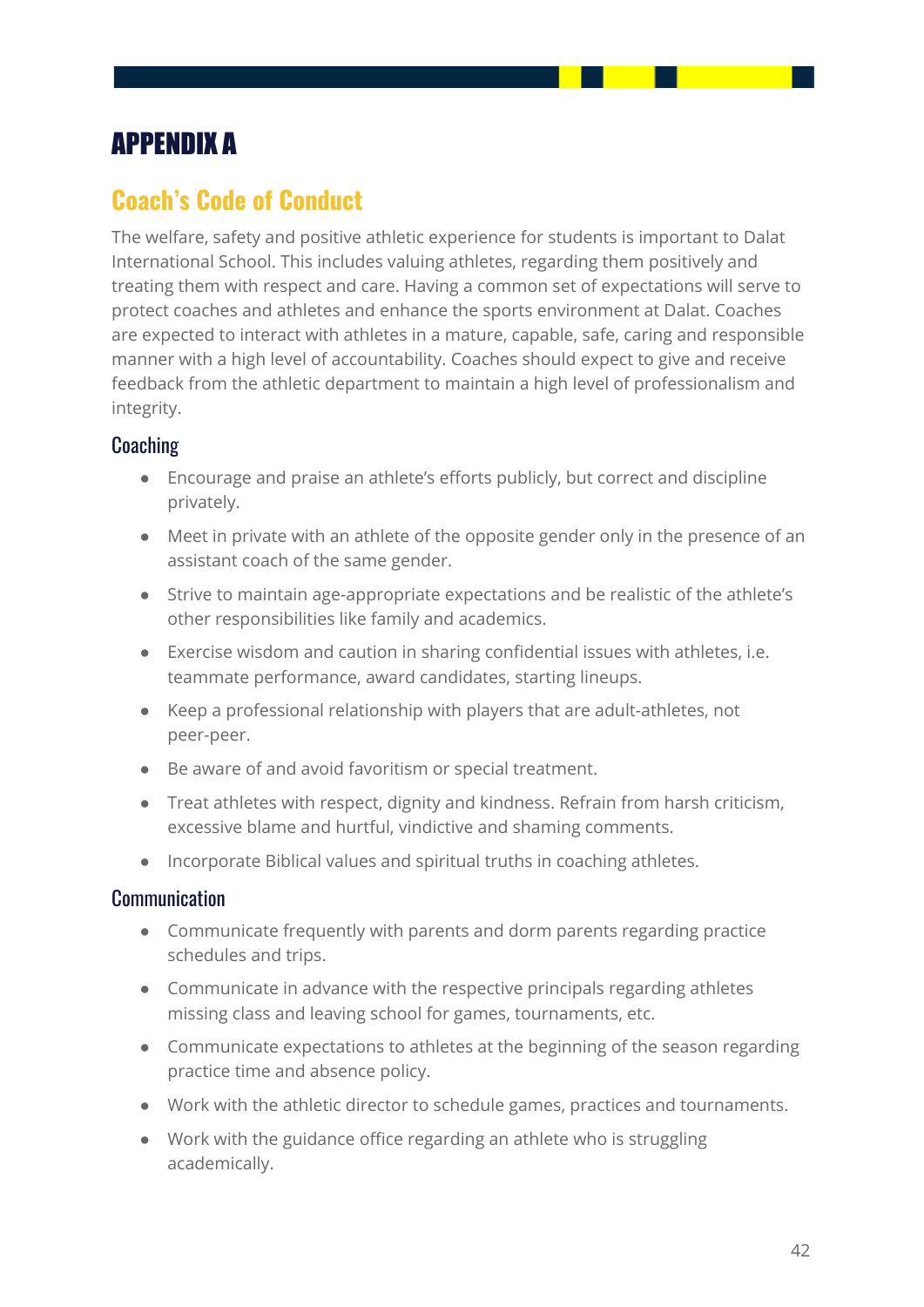# APPENDIX A

## Coach's Code of Conduct

The welfare, safety and positive athletic experience for students is important to Dalat International School. This includes valuing athletes, regarding them positively and treating them with respect and care. Having a common set of expectations will serve to protect coaches and athletes and enhance the sports environment at Dalat. Coaches are expected to interact with athletes in a mature, capable, safe, caring and responsible manner with a high level of accountability. Coaches should expect to give and receive feedback from the athletic department to maintain a high level of professionalism and integrity.

### Coaching

- Encourage and praise an athlete's efforts publicly, but correct and discipline privately.
- Meet in private with an athlete of the opposite gender only in the presence of an assistant coach of the same gender.
- Strive to maintain age-appropriate expectations and be realistic of the athlete's other responsibilities like family and academics.
- Exercise wisdom and caution in sharing confidential issues with athletes, i.e. teammate performance, award candidates, starting lineups.
- Keep a professional relationship with players that are adult-athletes, not peer-peer.
- Be aware of and avoid favoritism or special treatment.
- Treat athletes with respect, dignity and kindness. Refrain from harsh criticism, excessive blame and hurtful, vindictive and shaming comments.
- Incorporate Biblical values and spiritual truths in coaching athletes.

### Communication

- Communicate frequently with parents and dorm parents regarding practice schedules and trips.
- Communicate in advance with the respective principals regarding athletes missing class and leaving school for games, tournaments, etc.
- Communicate expectations to athletes at the beginning of the season regarding practice time and absence policy.
- Work with the athletic director to schedule games, practices and tournaments.
- Work with the guidance office regarding an athlete who is struggling academically.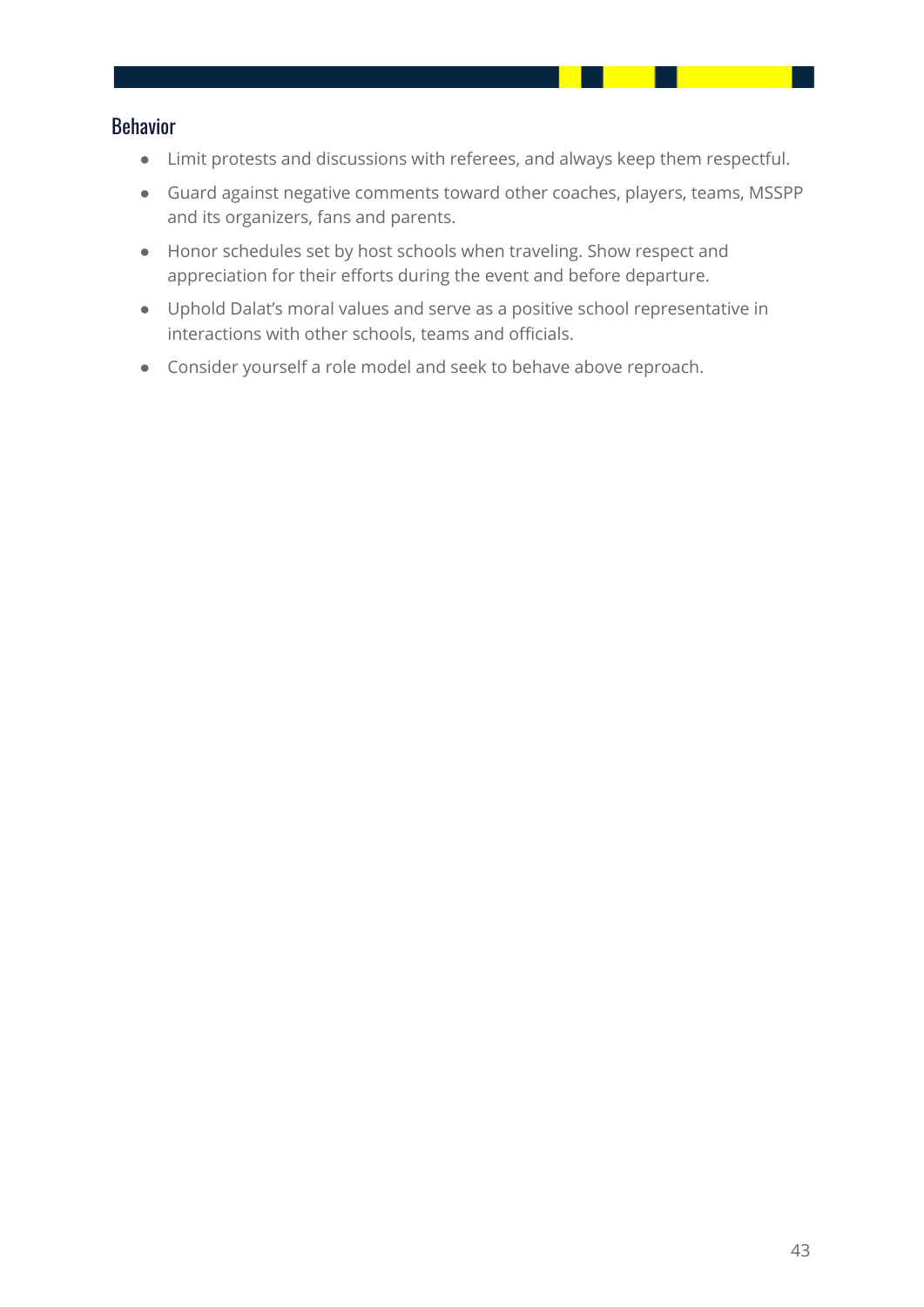### Behavior

- Limit protests and discussions with referees, and always keep them respectful.
- Guard against negative comments toward other coaches, players, teams, MSSPP and its organizers, fans and parents.
- Honor schedules set by host schools when traveling. Show respect and appreciation for their efforts during the event and before departure.
- Uphold Dalat's moral values and serve as a positive school representative in interactions with other schools, teams and officials.
- Consider yourself a role model and seek to behave above reproach.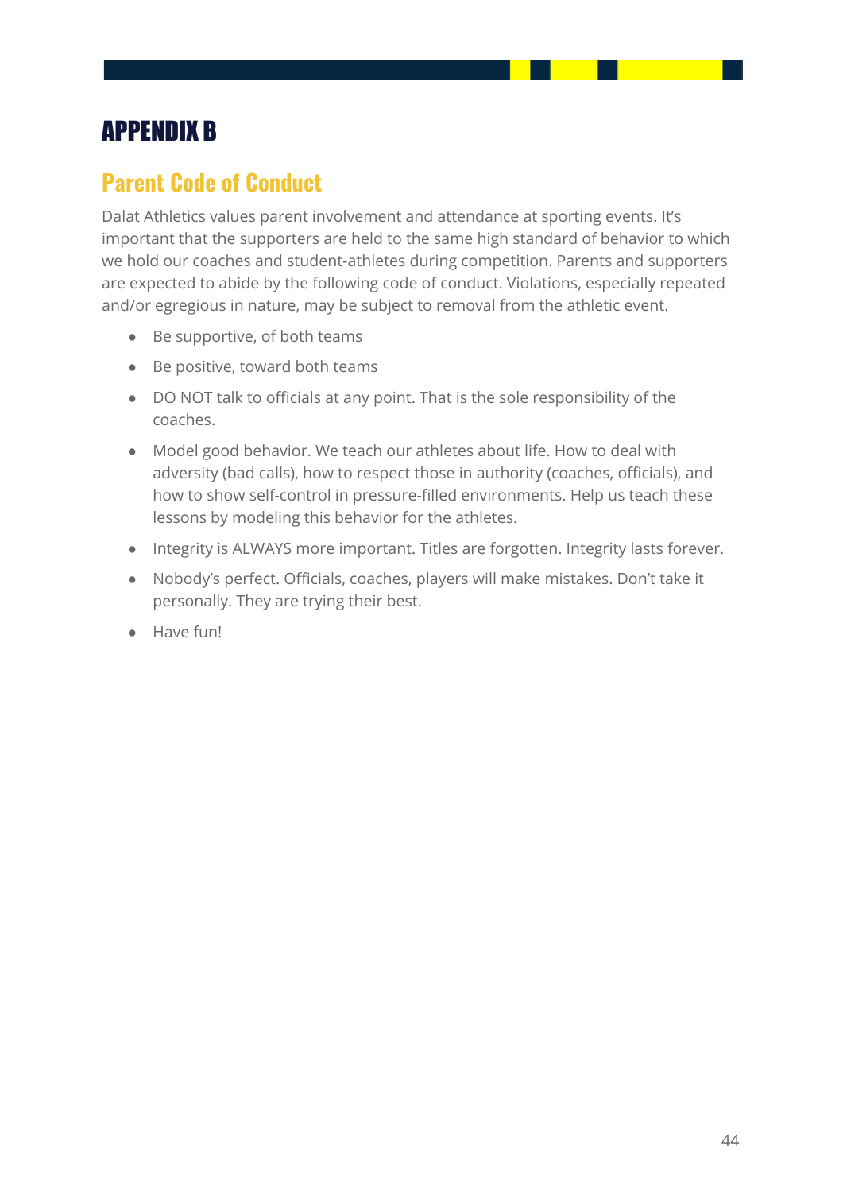# APPENDIX B

## Parent Code of Conduct

Dalat Athletics values parent involvement and attendance at sporting events. It's important that the supporters are held to the same high standard of behavior to which we hold our coaches and student-athletes during competition. Parents and supporters are expected to abide by the following code of conduct. Violations, especially repeated and/or egregious in nature, may be subject to removal from the athletic event.

- Be supportive, of both teams
- Be positive, toward both teams
- DO NOT talk to officials at any point. That is the sole responsibility of the coaches.
- Model good behavior. We teach our athletes about life. How to deal with adversity (bad calls), how to respect those in authority (coaches, officials), and how to show self-control in pressure-filled environments. Help us teach these lessons by modeling this behavior for the athletes.
- Integrity is ALWAYS more important. Titles are forgotten. Integrity lasts forever.
- Nobody's perfect. Officials, coaches, players will make mistakes. Don't take it personally. They are trying their best.
- Have fun!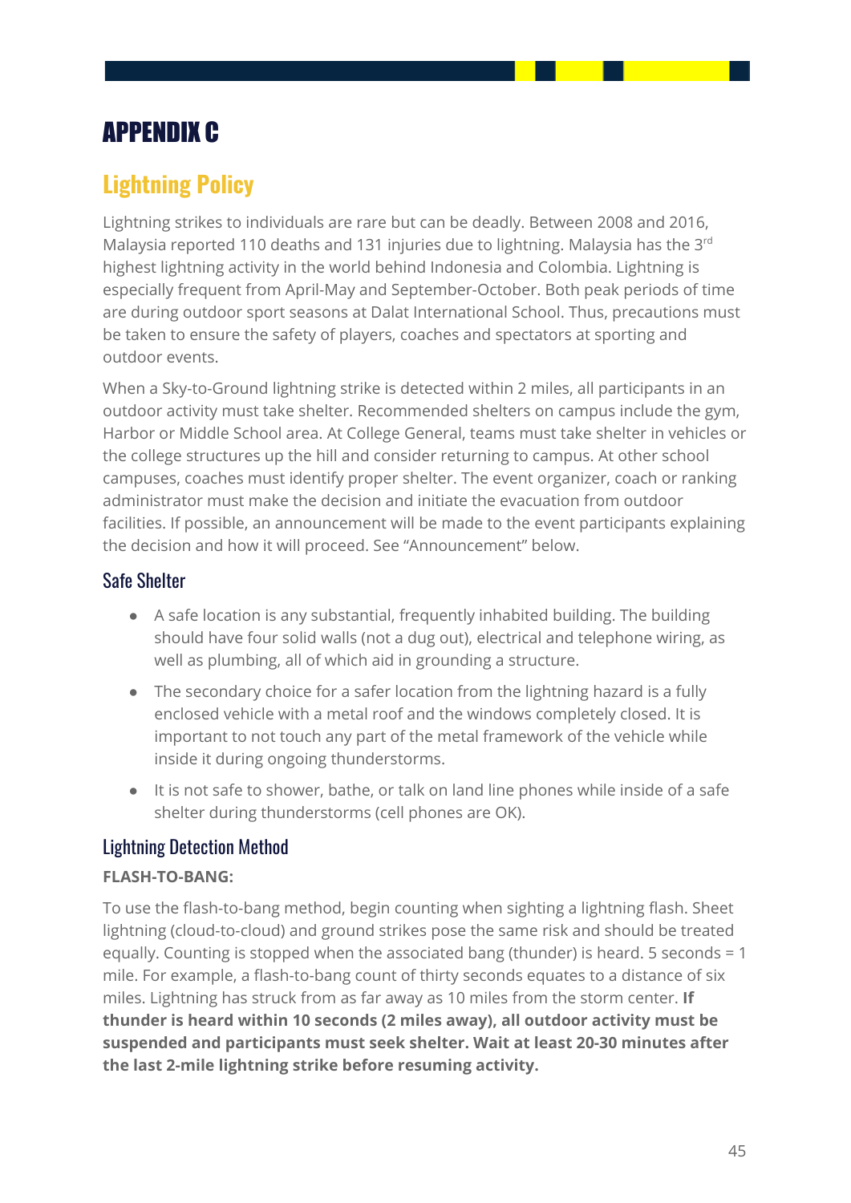# APPENDIX C

## Lightning Policy

Lightning strikes to individuals are rare but can be deadly. Between 2008 and 2016, Malaysia reported 110 deaths and 131 injuries due to lightning. Malaysia has the 3rd highest lightning activity in the world behind Indonesia and Colombia. Lightning is especially frequent from April-May and September-October. Both peak periods of time are during outdoor sport seasons at Dalat International School. Thus, precautions must be taken to ensure the safety of players, coaches and spectators at sporting and outdoor events.

When a Sky-to-Ground lightning strike is detected within 2 miles, all participants in an outdoor activity must take shelter. Recommended shelters on campus include the gym, Harbor or Middle School area. At College General, teams must take shelter in vehicles or the college structures up the hill and consider returning to campus. At other school campuses, coaches must identify proper shelter. The event organizer, coach or ranking administrator must make the decision and initiate the evacuation from outdoor facilities. If possible, an announcement will be made to the event participants explaining the decision and how it will proceed. See "Announcement" below.

### Safe Shelter

- A safe location is any substantial, frequently inhabited building. The building should have four solid walls (not a dug out), electrical and telephone wiring, as well as plumbing, all of which aid in grounding a structure.
- The secondary choice for a safer location from the lightning hazard is a fully enclosed vehicle with a metal roof and the windows completely closed. It is important to not touch any part of the metal framework of the vehicle while inside it during ongoing thunderstorms.
- It is not safe to shower, bathe, or talk on land line phones while inside of a safe shelter during thunderstorms (cell phones are OK).

### Lightning Detection Method

**FLASH-TO-BANG:**

To use the flash-to-bang method, begin counting when sighting a lightning flash. Sheet lightning (cloud-to-cloud) and ground strikes pose the same risk and should be treated equally. Counting is stopped when the associated bang (thunder) is heard. 5 seconds = 1 mile. For example, a flash-to-bang count of thirty seconds equates to a distance of six miles. Lightning has struck from as far away as 10 miles from the storm center. **If thunder is heard within 10 seconds (2 miles away), all outdoor activity must be suspended and participants must seek shelter. Wait at least 20-30 minutes after the last 2-mile lightning strike before resuming activity.**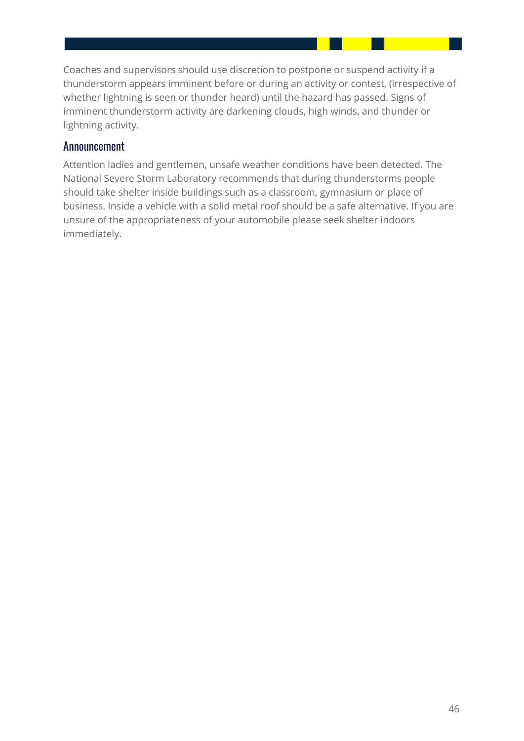Coaches and supervisors should use discretion to postpone or suspend activity if a thunderstorm appears imminent before or during an activity or contest, (irrespective of whether lightning is seen or thunder heard) until the hazard has passed. Signs of imminent thunderstorm activity are darkening clouds, high winds, and thunder or lightning activity.

## Announcement

Attention ladies and gentlemen, unsafe weather conditions have been detected. The National Severe Storm Laboratory recommends that during thunderstorms people should take shelter inside buildings such as a classroom, gymnasium or place of business. Inside a vehicle with a solid metal roof should be a safe alternative. If you are unsure of the appropriateness of your automobile please seek shelter indoors immediately.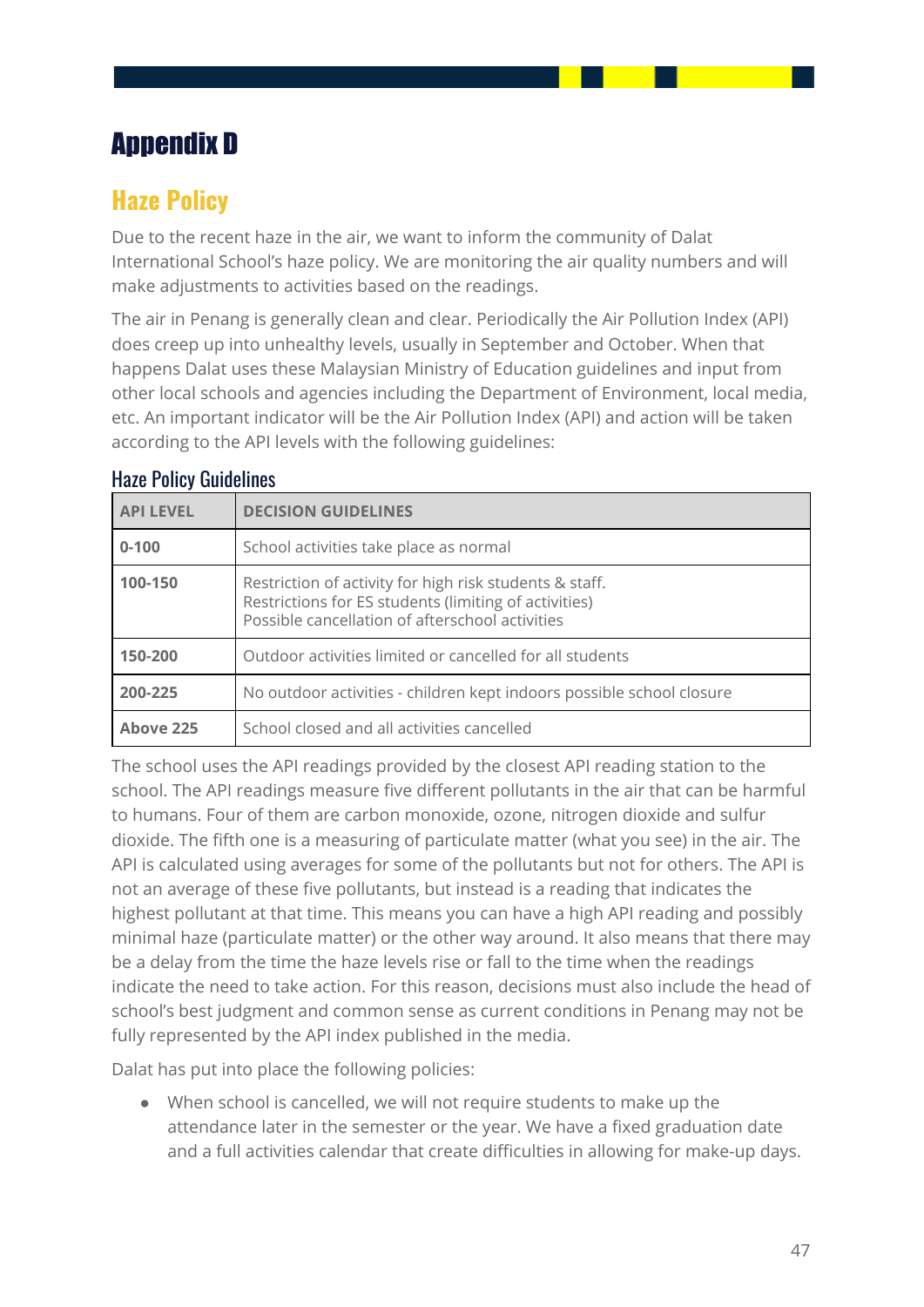# Appendix D

## Haze Policy

Due to the recent haze in the air, we want to inform the community of Dalat International School's haze policy. We are monitoring the air quality numbers and will make adjustments to activities based on the readings.

The air in Penang is generally clean and clear. Periodically the Air Pollution Index (API) does creep up into unhealthy levels, usually in September and October. When that happens Dalat uses these Malaysian Ministry of Education guidelines and input from other local schools and agencies including the Department of Environment, local media, etc. An important indicator will be the Air Pollution Index (API) and action will be taken according to the API levels with the following guidelines:

### Haze Policy Guidelines

| API LEVEL | DECISION GUIDELINES |
|---|---|
| **0-100** | School activities take place as normal |
| **100-150** | Restriction of activity for high risk students & staff.<br>Restrictions for ES students (limiting of activities)<br>Possible cancellation of afterschool activities |
| **150-200** | Outdoor activities limited or cancelled for all students |
| **200-225** | No outdoor activities - children kept indoors possible school closure |
| **Above 225** | School closed and all activities cancelled |

The school uses the API readings provided by the closest API reading station to the school. The API readings measure five different pollutants in the air that can be harmful to humans. Four of them are carbon monoxide, ozone, nitrogen dioxide and sulfur dioxide. The fifth one is a measuring of particulate matter (what you see) in the air. The API is calculated using averages for some of the pollutants but not for others. The API is not an average of these five pollutants, but instead is a reading that indicates the highest pollutant at that time. This means you can have a high API reading and possibly minimal haze (particulate matter) or the other way around. It also means that there may be a delay from the time the haze levels rise or fall to the time when the readings indicate the need to take action. For this reason, decisions must also include the head of school's best judgment and common sense as current conditions in Penang may not be fully represented by the API index published in the media.

Dalat has put into place the following policies:

- When school is cancelled, we will not require students to make up the attendance later in the semester or the year. We have a fixed graduation date and a full activities calendar that create difficulties in allowing for make-up days.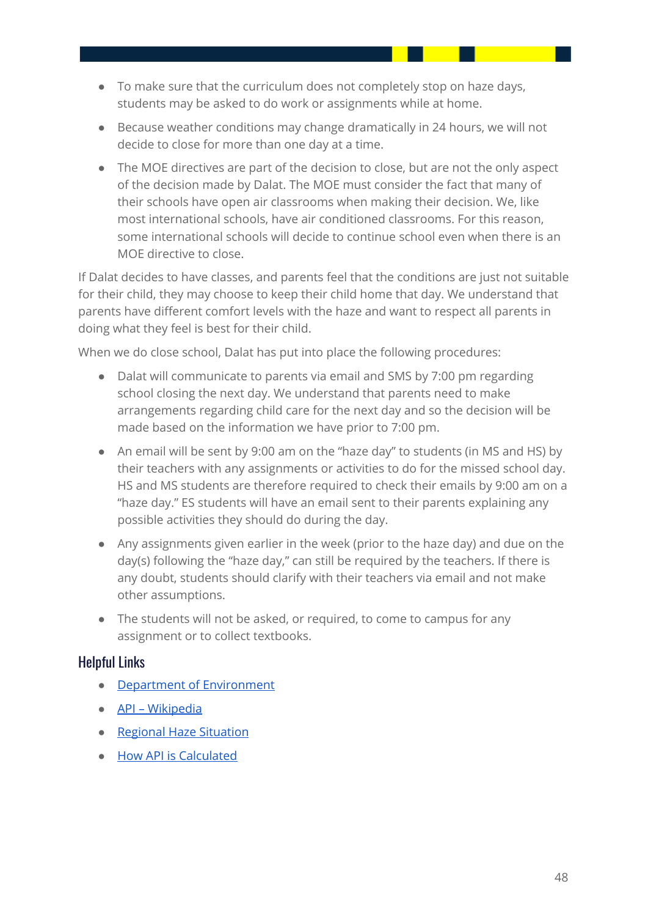- To make sure that the curriculum does not completely stop on haze days, students may be asked to do work or assignments while at home.
- Because weather conditions may change dramatically in 24 hours, we will not decide to close for more than one day at a time.
- The MOE directives are part of the decision to close, but are not the only aspect of the decision made by Dalat. The MOE must consider the fact that many of their schools have open air classrooms when making their decision. We, like most international schools, have air conditioned classrooms. For this reason, some international schools will decide to continue school even when there is an MOE directive to close.

If Dalat decides to have classes, and parents feel that the conditions are just not suitable for their child, they may choose to keep their child home that day. We understand that parents have different comfort levels with the haze and want to respect all parents in doing what they feel is best for their child.

When we do close school, Dalat has put into place the following procedures:

- Dalat will communicate to parents via email and SMS by 7:00 pm regarding school closing the next day. We understand that parents need to make arrangements regarding child care for the next day and so the decision will be made based on the information we have prior to 7:00 pm.
- An email will be sent by 9:00 am on the "haze day" to students (in MS and HS) by their teachers with any assignments or activities to do for the missed school day. HS and MS students are therefore required to check their emails by 9:00 am on a "haze day." ES students will have an email sent to their parents explaining any possible activities they should do during the day.
- Any assignments given earlier in the week (prior to the haze day) and due on the day(s) following the "haze day," can still be required by the teachers. If there is any doubt, students should clarify with their teachers via email and not make other assumptions.
- The students will not be asked, or required, to come to campus for any assignment or to collect textbooks.

## Helpful Links

- Department of Environment
- API – Wikipedia
- Regional Haze Situation
- How API is Calculated